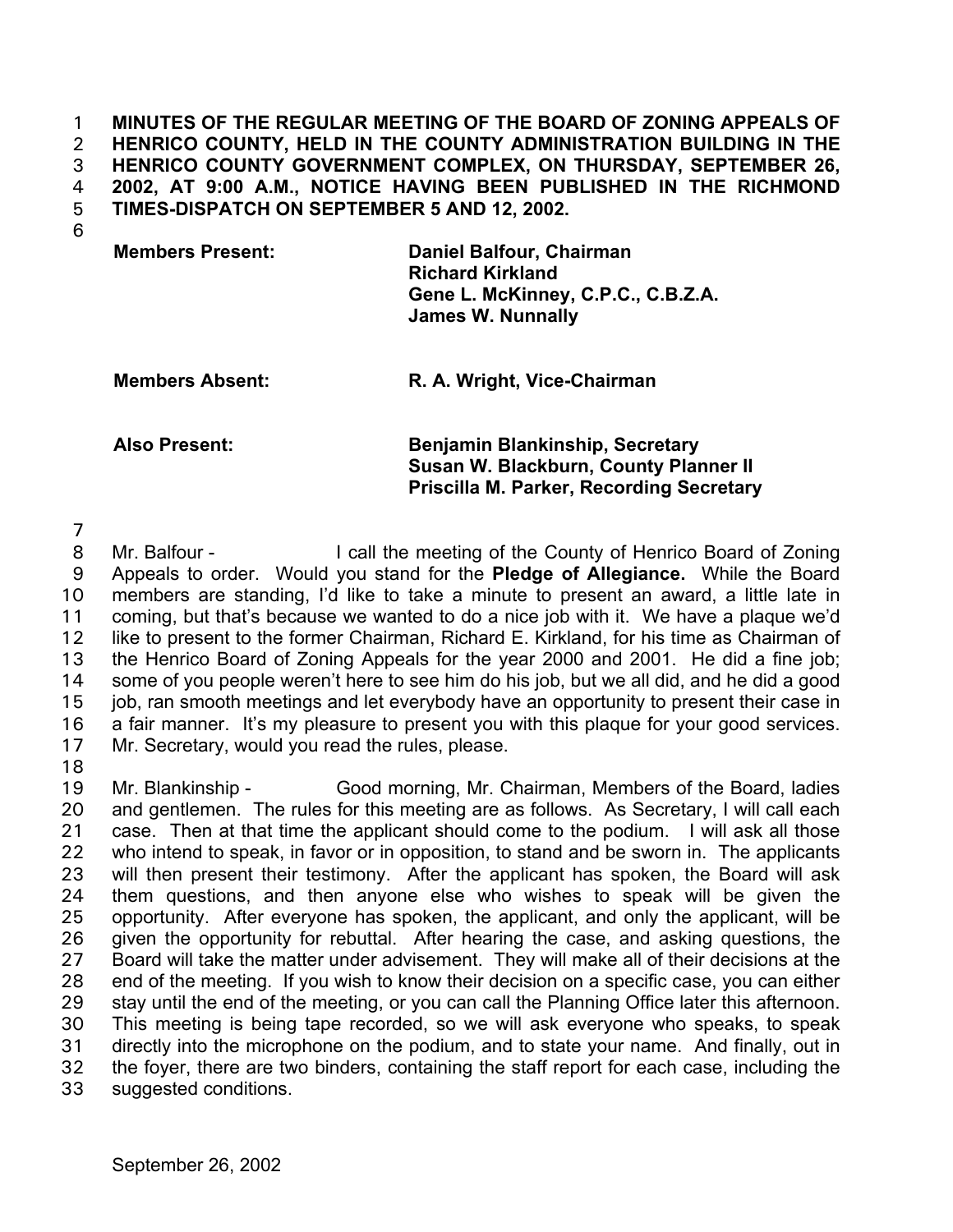**MINUTES OF THE REGULAR MEETING OF THE BOARD OF ZONING APPEALS OF HENRICO COUNTY, HELD IN THE COUNTY ADMINISTRATION BUILDING IN THE HENRICO COUNTY GOVERNMENT COMPLEX, ON THURSDAY, SEPTEMBER 26, 2002, AT 9:00 A.M., NOTICE HAVING BEEN PUBLISHED IN THE RICHMOND TIMES-DISPATCH ON SEPTEMBER 5 AND 12, 2002.**

| | |
|---|---|
| **Members Present:** | **Daniel Balfour, Chairman**<br>**Richard Kirkland**<br>**Gene L. McKinney, C.P.C., C.B.Z.A.**<br>**James W. Nunnally** |
| **Members Absent:** | **R. A. Wright, Vice-Chairman** |
| **Also Present:** | **Benjamin Blankinship, Secretary**<br>**Susan W. Blackburn, County Planner II**<br>**Priscilla M. Parker, Recording Secretary** |

Mr. Balfour - I call the meeting of the County of Henrico Board of Zoning Appeals to order. Would you stand for the **Pledge of Allegiance.** While the Board members are standing, I'd like to take a minute to present an award, a little late in coming, but that's because we wanted to do a nice job with it. We have a plaque we'd like to present to the former Chairman, Richard E. Kirkland, for his time as Chairman of the Henrico Board of Zoning Appeals for the year 2000 and 2001. He did a fine job; some of you people weren't here to see him do his job, but we all did, and he did a good job, ran smooth meetings and let everybody have an opportunity to present their case in a fair manner. It's my pleasure to present you with this plaque for your good services. Mr. Secretary, would you read the rules, please.

Mr. Blankinship - Good morning, Mr. Chairman, Members of the Board, ladies and gentlemen. The rules for this meeting are as follows. As Secretary, I will call each case. Then at that time the applicant should come to the podium. I will ask all those who intend to speak, in favor or in opposition, to stand and be sworn in. The applicants will then present their testimony. After the applicant has spoken, the Board will ask them questions, and then anyone else who wishes to speak will be given the opportunity. After everyone has spoken, the applicant, and only the applicant, will be given the opportunity for rebuttal. After hearing the case, and asking questions, the Board will take the matter under advisement. They will make all of their decisions at the end of the meeting. If you wish to know their decision on a specific case, you can either stay until the end of the meeting, or you can call the Planning Office later this afternoon. This meeting is being tape recorded, so we will ask everyone who speaks, to speak directly into the microphone on the podium, and to state your name. And finally, out in the foyer, there are two binders, containing the staff report for each case, including the suggested conditions.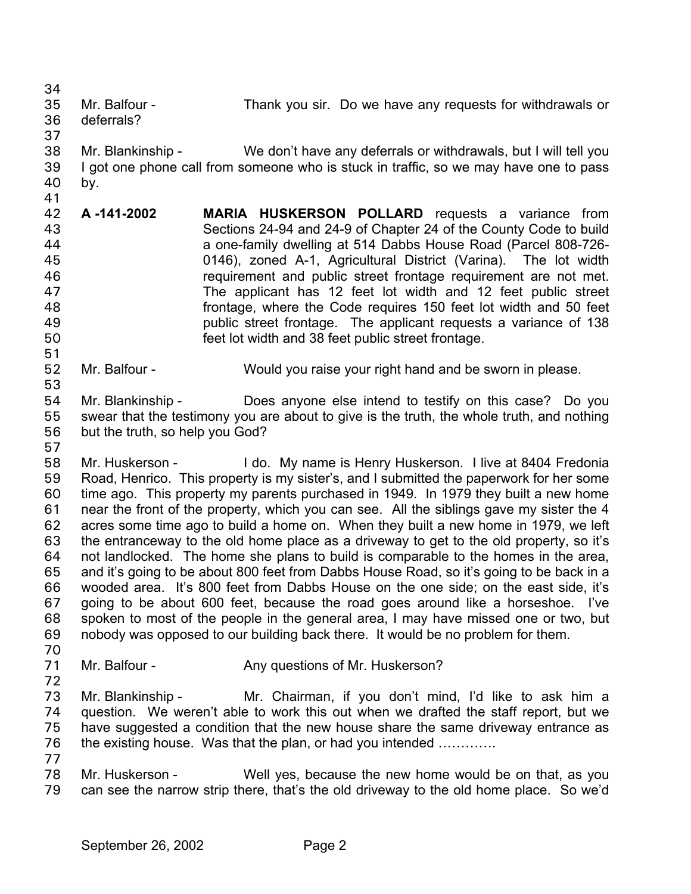Mr. Balfour - Thank you sir. Do we have any requests for withdrawals or deferrals?

Mr. Blankinship - We don't have any deferrals or withdrawals, but I will tell you I got one phone call from someone who is stuck in traffic, so we may have one to pass by.

**A -141-2002** **MARIA HUSKERSON POLLARD** requests a variance from Sections 24-94 and 24-9 of Chapter 24 of the County Code to build a one-family dwelling at 514 Dabbs House Road (Parcel 808-726-0146), zoned A-1, Agricultural District (Varina). The lot width requirement and public street frontage requirement are not met. The applicant has 12 feet lot width and 12 feet public street frontage, where the Code requires 150 feet lot width and 50 feet public street frontage. The applicant requests a variance of 138 feet lot width and 38 feet public street frontage.

Mr. Balfour - Would you raise your right hand and be sworn in please.

Mr. Blankinship - Does anyone else intend to testify on this case? Do you swear that the testimony you are about to give is the truth, the whole truth, and nothing but the truth, so help you God?

Mr. Huskerson - I do. My name is Henry Huskerson. I live at 8404 Fredonia Road, Henrico. This property is my sister's, and I submitted the paperwork for her some time ago. This property my parents purchased in 1949. In 1979 they built a new home near the front of the property, which you can see. All the siblings gave my sister the 4 acres some time ago to build a home on. When they built a new home in 1979, we left the entranceway to the old home place as a driveway to get to the old property, so it's not landlocked. The home she plans to build is comparable to the homes in the area, and it's going to be about 800 feet from Dabbs House Road, so it's going to be back in a wooded area. It's 800 feet from Dabbs House on the one side; on the east side, it's going to be about 600 feet, because the road goes around like a horseshoe. I've spoken to most of the people in the general area, I may have missed one or two, but nobody was opposed to our building back there. It would be no problem for them.

Mr. Balfour - Any questions of Mr. Huskerson?

Mr. Blankinship - Mr. Chairman, if you don't mind, I'd like to ask him a question. We weren't able to work this out when we drafted the staff report, but we have suggested a condition that the new house share the same driveway entrance as the existing house. Was that the plan, or had you intended ………….

Mr. Huskerson - Well yes, because the new home would be on that, as you can see the narrow strip there, that's the old driveway to the old home place. So we'd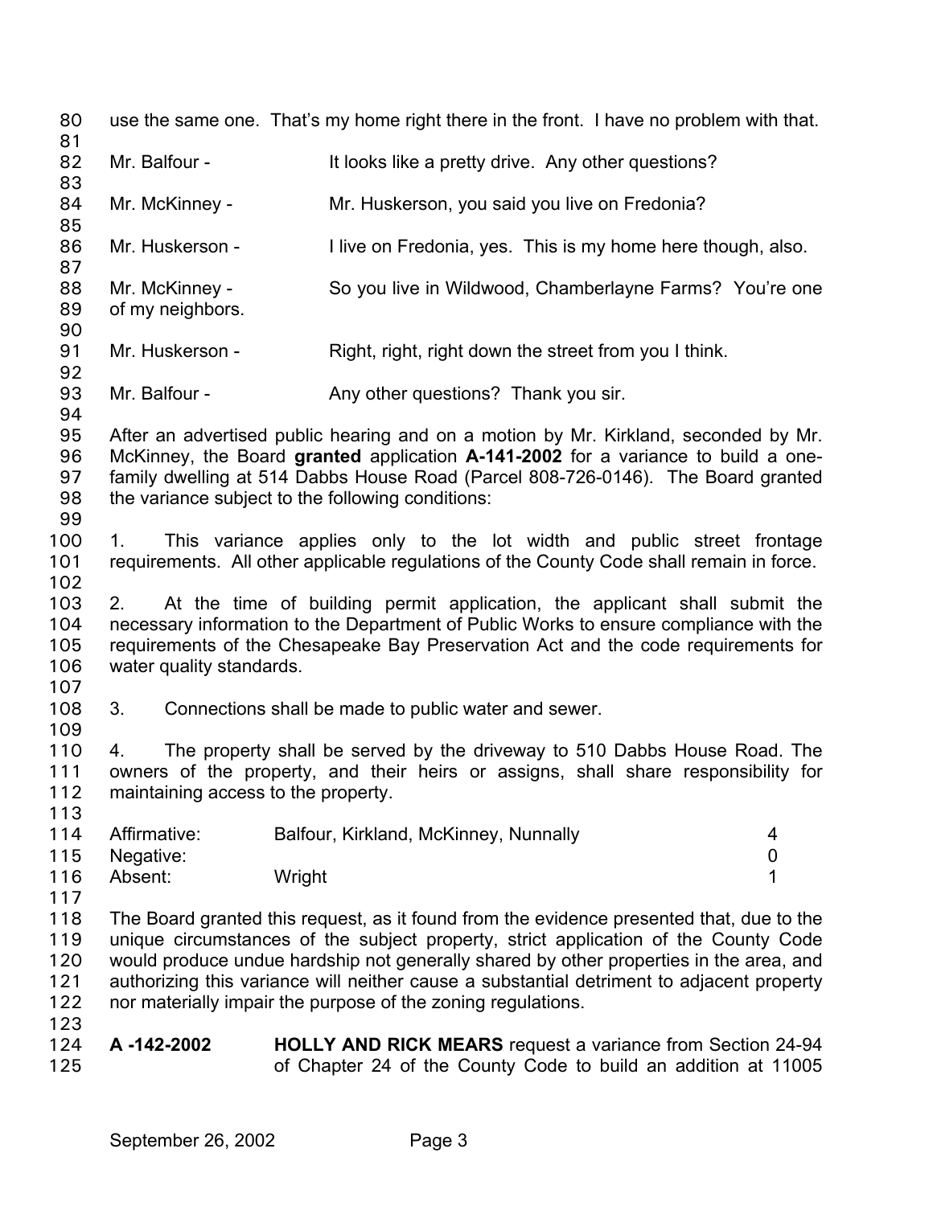use the same one. That's my home right there in the front. I have no problem with that.

Mr. Balfour - It looks like a pretty drive. Any other questions?

Mr. McKinney - Mr. Huskerson, you said you live on Fredonia?

Mr. Huskerson - I live on Fredonia, yes. This is my home here though, also.

Mr. McKinney - So you live in Wildwood, Chamberlayne Farms? You're one of my neighbors.

Mr. Huskerson - Right, right, right down the street from you I think.

Mr. Balfour - Any other questions? Thank you sir.

After an advertised public hearing and on a motion by Mr. Kirkland, seconded by Mr. McKinney, the Board **granted** application **A-141-2002** for a variance to build a one-family dwelling at 514 Dabbs House Road (Parcel 808-726-0146). The Board granted the variance subject to the following conditions:

1. This variance applies only to the lot width and public street frontage requirements. All other applicable regulations of the County Code shall remain in force.

2. At the time of building permit application, the applicant shall submit the necessary information to the Department of Public Works to ensure compliance with the requirements of the Chesapeake Bay Preservation Act and the code requirements for water quality standards.

3. Connections shall be made to public water and sewer.

4. The property shall be served by the driveway to 510 Dabbs House Road. The owners of the property, and their heirs or assigns, shall share responsibility for maintaining access to the property.

| | | |
|---|---|---|
| Affirmative: | Balfour, Kirkland, McKinney, Nunnally | 4 |
| Negative: | | 0 |
| Absent: | Wright | 1 |

The Board granted this request, as it found from the evidence presented that, due to the unique circumstances of the subject property, strict application of the County Code would produce undue hardship not generally shared by other properties in the area, and authorizing this variance will neither cause a substantial detriment to adjacent property nor materially impair the purpose of the zoning regulations.

**A -142-2002** **HOLLY AND RICK MEARS** request a variance from Section 24-94 of Chapter 24 of the County Code to build an addition at 11005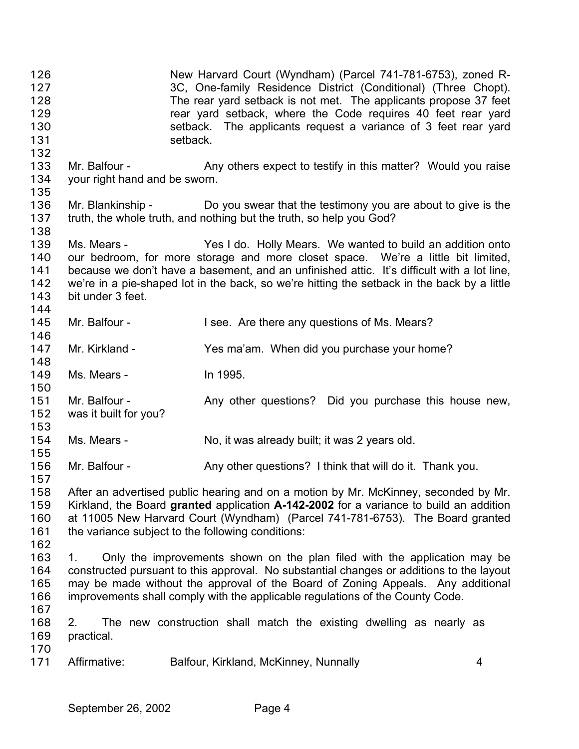New Harvard Court (Wyndham) (Parcel 741-781-6753), zoned R-3C, One-family Residence District (Conditional) (Three Chopt). The rear yard setback is not met. The applicants propose 37 feet rear yard setback, where the Code requires 40 feet rear yard setback. The applicants request a variance of 3 feet rear yard setback.

Mr. Balfour - Any others expect to testify in this matter? Would you raise your right hand and be sworn.

Mr. Blankinship - Do you swear that the testimony you are about to give is the truth, the whole truth, and nothing but the truth, so help you God?

Ms. Mears - Yes I do. Holly Mears. We wanted to build an addition onto our bedroom, for more storage and more closet space. We're a little bit limited, because we don't have a basement, and an unfinished attic. It's difficult with a lot line, we're in a pie-shaped lot in the back, so we're hitting the setback in the back by a little bit under 3 feet.

Mr. Balfour - I see. Are there any questions of Ms. Mears?

Mr. Kirkland - Yes ma'am. When did you purchase your home?

Ms. Mears - In 1995.

Mr. Balfour - Any other questions? Did you purchase this house new, was it built for you?

Ms. Mears - No, it was already built; it was 2 years old.

Mr. Balfour - Any other questions? I think that will do it. Thank you.

After an advertised public hearing and on a motion by Mr. McKinney, seconded by Mr. Kirkland, the Board **granted** application **A-142-2002** for a variance to build an addition at 11005 New Harvard Court (Wyndham) (Parcel 741-781-6753). The Board granted the variance subject to the following conditions:

1. Only the improvements shown on the plan filed with the application may be constructed pursuant to this approval. No substantial changes or additions to the layout may be made without the approval of the Board of Zoning Appeals. Any additional improvements shall comply with the applicable regulations of the County Code.

2. The new construction shall match the existing dwelling as nearly as practical.

Affirmative: Balfour, Kirkland, McKinney, Nunnally 4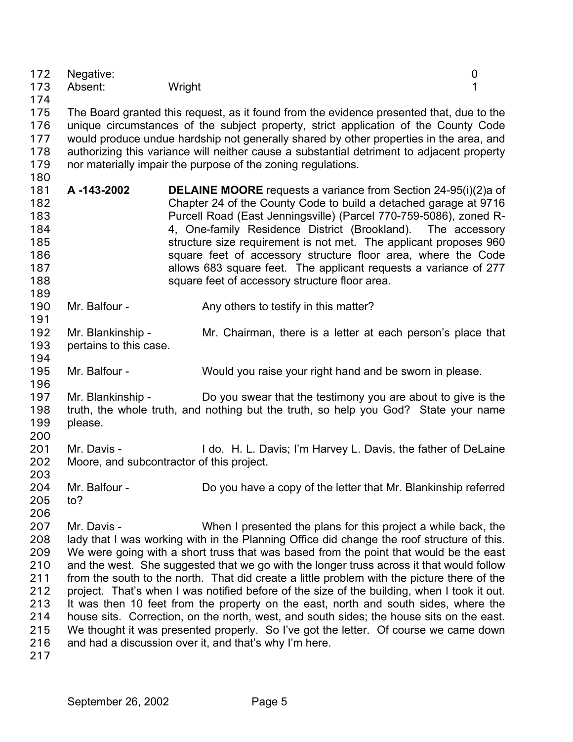Negative: 0
Absent: Wright 1

The Board granted this request, as it found from the evidence presented that, due to the unique circumstances of the subject property, strict application of the County Code would produce undue hardship not generally shared by other properties in the area, and authorizing this variance will neither cause a substantial detriment to adjacent property nor materially impair the purpose of the zoning regulations.

**A -143-2002** **DELAINE MOORE** requests a variance from Section 24-95(i)(2)a of Chapter 24 of the County Code to build a detached garage at 9716 Purcell Road (East Jenningsville) (Parcel 770-759-5086), zoned R-4, One-family Residence District (Brookland). The accessory structure size requirement is not met. The applicant proposes 960 square feet of accessory structure floor area, where the Code allows 683 square feet. The applicant requests a variance of 277 square feet of accessory structure floor area.

Mr. Balfour - Any others to testify in this matter?

Mr. Blankinship - Mr. Chairman, there is a letter at each person's place that pertains to this case.

Mr. Balfour - Would you raise your right hand and be sworn in please.

Mr. Blankinship - Do you swear that the testimony you are about to give is the truth, the whole truth, and nothing but the truth, so help you God? State your name please.

Mr. Davis - I do. H. L. Davis; I'm Harvey L. Davis, the father of DeLaine Moore, and subcontractor of this project.

Mr. Balfour - Do you have a copy of the letter that Mr. Blankinship referred to?

Mr. Davis - When I presented the plans for this project a while back, the lady that I was working with in the Planning Office did change the roof structure of this. We were going with a short truss that was based from the point that would be the east and the west. She suggested that we go with the longer truss across it that would follow from the south to the north. That did create a little problem with the picture there of the project. That's when I was notified before of the size of the building, when I took it out. It was then 10 feet from the property on the east, north and south sides, where the house sits. Correction, on the north, west, and south sides; the house sits on the east. We thought it was presented properly. So I've got the letter. Of course we came down and had a discussion over it, and that's why I'm here.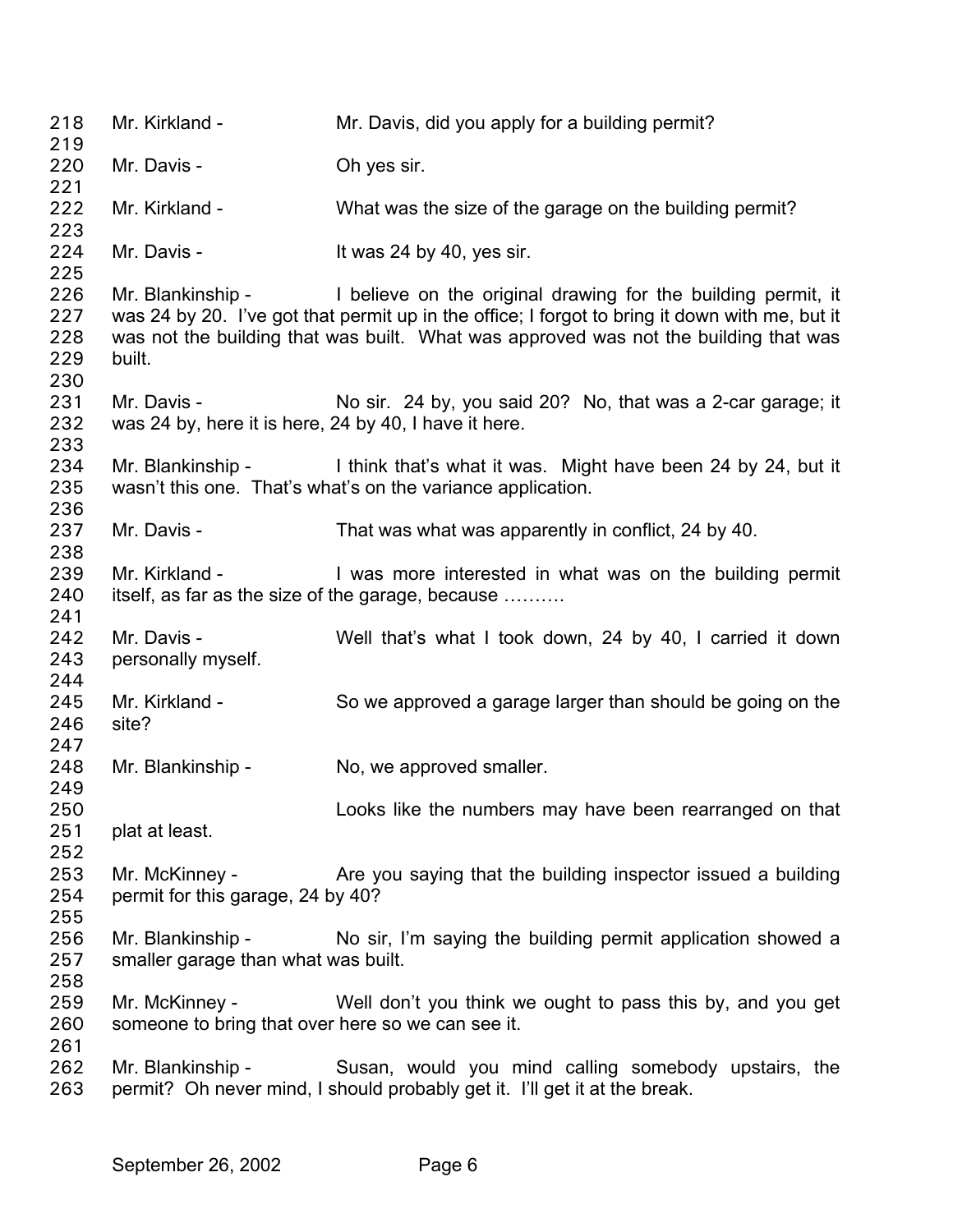218 Mr. Kirkland - Mr. Davis, did you apply for a building permit?

220 Mr. Davis - Oh yes sir.

222 Mr. Kirkland - What was the size of the garage on the building permit?

224 Mr. Davis - It was 24 by 40, yes sir.

226 Mr. Blankinship - I believe on the original drawing for the building permit, it
227 was 24 by 20. I've got that permit up in the office; I forgot to bring it down with me, but it
228 was not the building that was built. What was approved was not the building that was
229 built.

231 Mr. Davis - No sir. 24 by, you said 20? No, that was a 2-car garage; it
232 was 24 by, here it is here, 24 by 40, I have it here.

234 Mr. Blankinship - I think that's what it was. Might have been 24 by 24, but it
235 wasn't this one. That's what's on the variance application.

237 Mr. Davis - That was what was apparently in conflict, 24 by 40.

239 Mr. Kirkland - I was more interested in what was on the building permit
240 itself, as far as the size of the garage, because ……….

242 Mr. Davis - Well that's what I took down, 24 by 40, I carried it down
243 personally myself.

245 Mr. Kirkland - So we approved a garage larger than should be going on the
246 site?

248 Mr. Blankinship - No, we approved smaller.

250 Looks like the numbers may have been rearranged on that
251 plat at least.

253 Mr. McKinney - Are you saying that the building inspector issued a building
254 permit for this garage, 24 by 40?

256 Mr. Blankinship - No sir, I'm saying the building permit application showed a
257 smaller garage than what was built.

259 Mr. McKinney - Well don't you think we ought to pass this by, and you get
260 someone to bring that over here so we can see it.

262 Mr. Blankinship - Susan, would you mind calling somebody upstairs, the
263 permit? Oh never mind, I should probably get it. I'll get it at the break.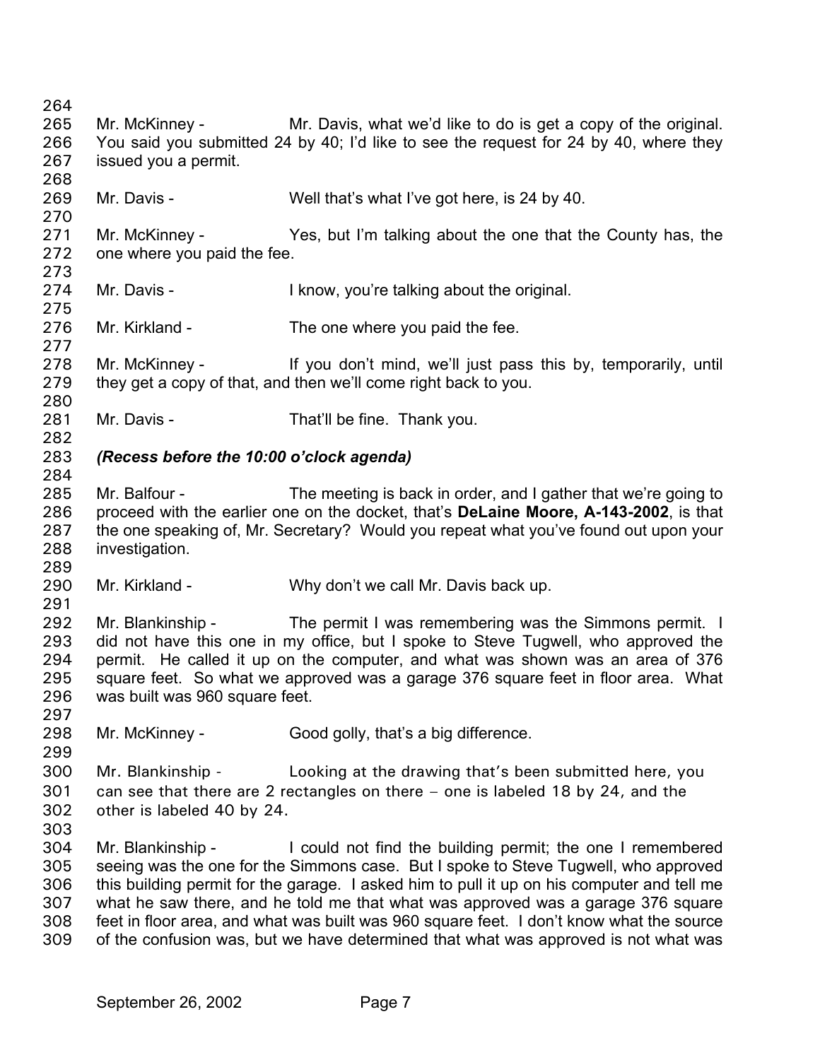Mr. McKinney - Mr. Davis, what we'd like to do is get a copy of the original. You said you submitted 24 by 40; I'd like to see the request for 24 by 40, where they issued you a permit.

Mr. Davis - Well that's what I've got here, is 24 by 40.

Mr. McKinney - Yes, but I'm talking about the one that the County has, the one where you paid the fee.

Mr. Davis - I know, you're talking about the original.

Mr. Kirkland - The one where you paid the fee.

Mr. McKinney - If you don't mind, we'll just pass this by, temporarily, until they get a copy of that, and then we'll come right back to you.

Mr. Davis - That'll be fine. Thank you.

***(Recess before the 10:00 o'clock agenda)***

Mr. Balfour - The meeting is back in order, and I gather that we're going to proceed with the earlier one on the docket, that's **DeLaine Moore, A-143-2002**, is that the one speaking of, Mr. Secretary? Would you repeat what you've found out upon your investigation.

Mr. Kirkland - Why don't we call Mr. Davis back up.

Mr. Blankinship - The permit I was remembering was the Simmons permit. I did not have this one in my office, but I spoke to Steve Tugwell, who approved the permit. He called it up on the computer, and what was shown was an area of 376 square feet. So what we approved was a garage 376 square feet in floor area. What was built was 960 square feet.

Mr. McKinney - Good golly, that's a big difference.

Mr. Blankinship - Looking at the drawing that's been submitted here, you can see that there are 2 rectangles on there – one is labeled 18 by 24, and the other is labeled 40 by 24.

Mr. Blankinship - I could not find the building permit; the one I remembered seeing was the one for the Simmons case. But I spoke to Steve Tugwell, who approved this building permit for the garage. I asked him to pull it up on his computer and tell me what he saw there, and he told me that what was approved was a garage 376 square feet in floor area, and what was built was 960 square feet. I don't know what the source of the confusion was, but we have determined that what was approved is not what was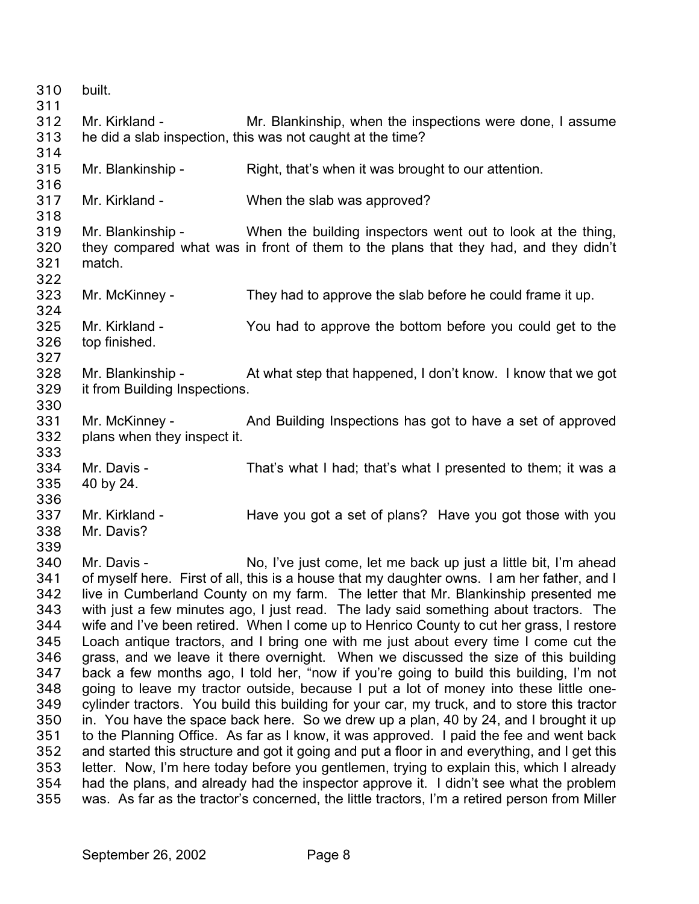built.

Mr. Kirkland - Mr. Blankinship, when the inspections were done, I assume he did a slab inspection, this was not caught at the time?

Mr. Blankinship - Right, that's when it was brought to our attention.

Mr. Kirkland - When the slab was approved?

Mr. Blankinship - When the building inspectors went out to look at the thing, they compared what was in front of them to the plans that they had, and they didn't match.

Mr. McKinney - They had to approve the slab before he could frame it up.

Mr. Kirkland - You had to approve the bottom before you could get to the top finished.

Mr. Blankinship - At what step that happened, I don't know. I know that we got it from Building Inspections.

Mr. McKinney - And Building Inspections has got to have a set of approved plans when they inspect it.

Mr. Davis - That's what I had; that's what I presented to them; it was a 40 by 24.

Mr. Kirkland - Have you got a set of plans? Have you got those with you Mr. Davis?

Mr. Davis - No, I've just come, let me back up just a little bit, I'm ahead of myself here. First of all, this is a house that my daughter owns. I am her father, and I live in Cumberland County on my farm. The letter that Mr. Blankinship presented me with just a few minutes ago, I just read. The lady said something about tractors. The wife and I've been retired. When I come up to Henrico County to cut her grass, I restore Loach antique tractors, and I bring one with me just about every time I come cut the grass, and we leave it there overnight. When we discussed the size of this building back a few months ago, I told her, "now if you're going to build this building, I'm not going to leave my tractor outside, because I put a lot of money into these little one-cylinder tractors. You build this building for your car, my truck, and to store this tractor in. You have the space back here. So we drew up a plan, 40 by 24, and I brought it up to the Planning Office. As far as I know, it was approved. I paid the fee and went back and started this structure and got it going and put a floor in and everything, and I get this letter. Now, I'm here today before you gentlemen, trying to explain this, which I already had the plans, and already had the inspector approve it. I didn't see what the problem was. As far as the tractor's concerned, the little tractors, I'm a retired person from Miller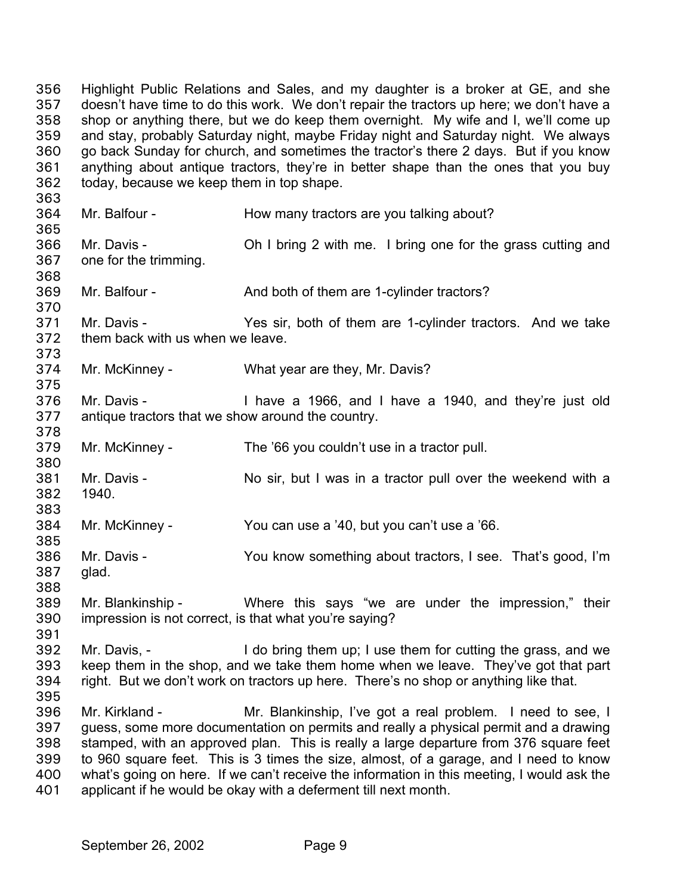Highlight Public Relations and Sales, and my daughter is a broker at GE, and she doesn't have time to do this work. We don't repair the tractors up here; we don't have a shop or anything there, but we do keep them overnight. My wife and I, we'll come up and stay, probably Saturday night, maybe Friday night and Saturday night. We always go back Sunday for church, and sometimes the tractor's there 2 days. But if you know anything about antique tractors, they're in better shape than the ones that you buy today, because we keep them in top shape.

Mr. Balfour - How many tractors are you talking about?

Mr. Davis - Oh I bring 2 with me. I bring one for the grass cutting and one for the trimming.

Mr. Balfour - And both of them are 1-cylinder tractors?

Mr. Davis - Yes sir, both of them are 1-cylinder tractors. And we take them back with us when we leave.

Mr. McKinney - What year are they, Mr. Davis?

Mr. Davis - I have a 1966, and I have a 1940, and they're just old antique tractors that we show around the country.

Mr. McKinney - The '66 you couldn't use in a tractor pull.

Mr. Davis - No sir, but I was in a tractor pull over the weekend with a 1940.

Mr. McKinney - You can use a '40, but you can't use a '66.

Mr. Davis - You know something about tractors, I see. That's good, I'm glad.

Mr. Blankinship - Where this says "we are under the impression," their impression is not correct, is that what you're saying?

Mr. Davis, - I do bring them up; I use them for cutting the grass, and we keep them in the shop, and we take them home when we leave. They've got that part right. But we don't work on tractors up here. There's no shop or anything like that.

Mr. Kirkland - Mr. Blankinship, I've got a real problem. I need to see, I guess, some more documentation on permits and really a physical permit and a drawing stamped, with an approved plan. This is really a large departure from 376 square feet to 960 square feet. This is 3 times the size, almost, of a garage, and I need to know what's going on here. If we can't receive the information in this meeting, I would ask the applicant if he would be okay with a deferment till next month.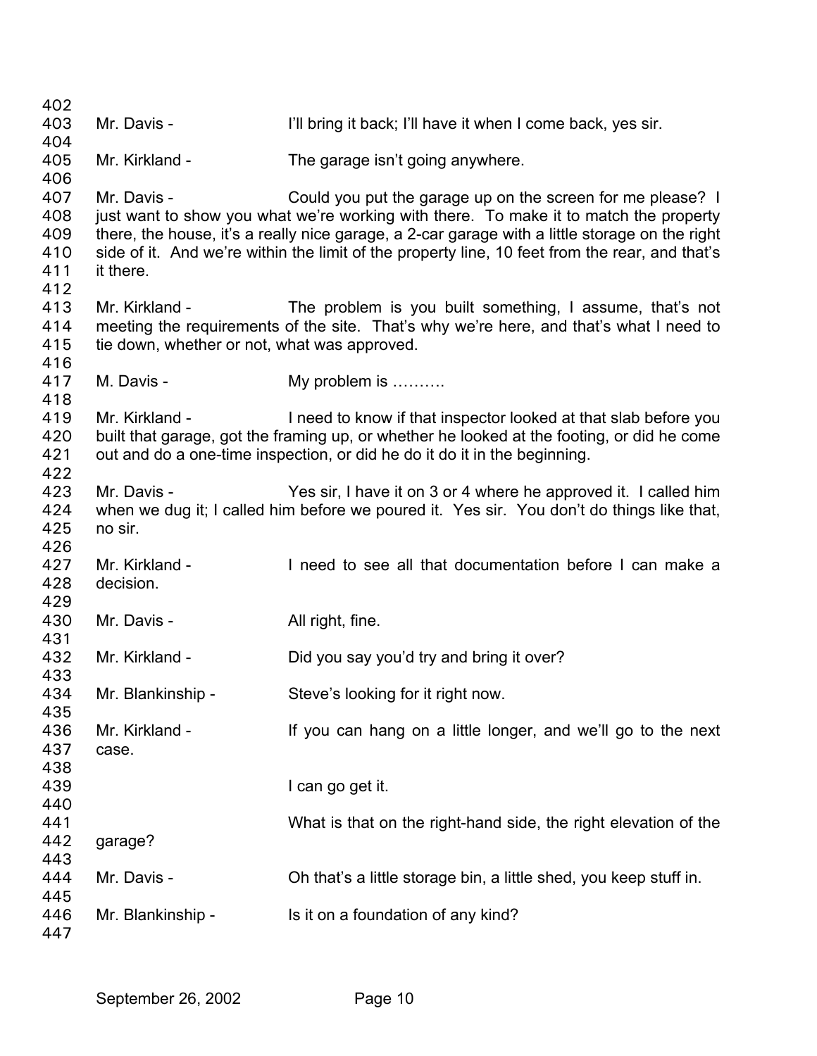Mr. Davis - I'll bring it back; I'll have it when I come back, yes sir.

Mr. Kirkland - The garage isn't going anywhere.

Mr. Davis - Could you put the garage up on the screen for me please? I just want to show you what we're working with there. To make it to match the property there, the house, it's a really nice garage, a 2-car garage with a little storage on the right side of it. And we're within the limit of the property line, 10 feet from the rear, and that's it there.

Mr. Kirkland - The problem is you built something, I assume, that's not meeting the requirements of the site. That's why we're here, and that's what I need to tie down, whether or not, what was approved.

M. Davis - My problem is ……….

Mr. Kirkland - I need to know if that inspector looked at that slab before you built that garage, got the framing up, or whether he looked at the footing, or did he come out and do a one-time inspection, or did he do it do it in the beginning.

Mr. Davis - Yes sir, I have it on 3 or 4 where he approved it. I called him when we dug it; I called him before we poured it. Yes sir. You don't do things like that, no sir.

Mr. Kirkland - I need to see all that documentation before I can make a decision.

Mr. Davis - All right, fine.

Mr. Kirkland - Did you say you'd try and bring it over?

Mr. Blankinship - Steve's looking for it right now.

Mr. Kirkland - If you can hang on a little longer, and we'll go to the next case.

I can go get it.

What is that on the right-hand side, the right elevation of the garage?

Mr. Davis - Oh that's a little storage bin, a little shed, you keep stuff in.

Mr. Blankinship - Is it on a foundation of any kind?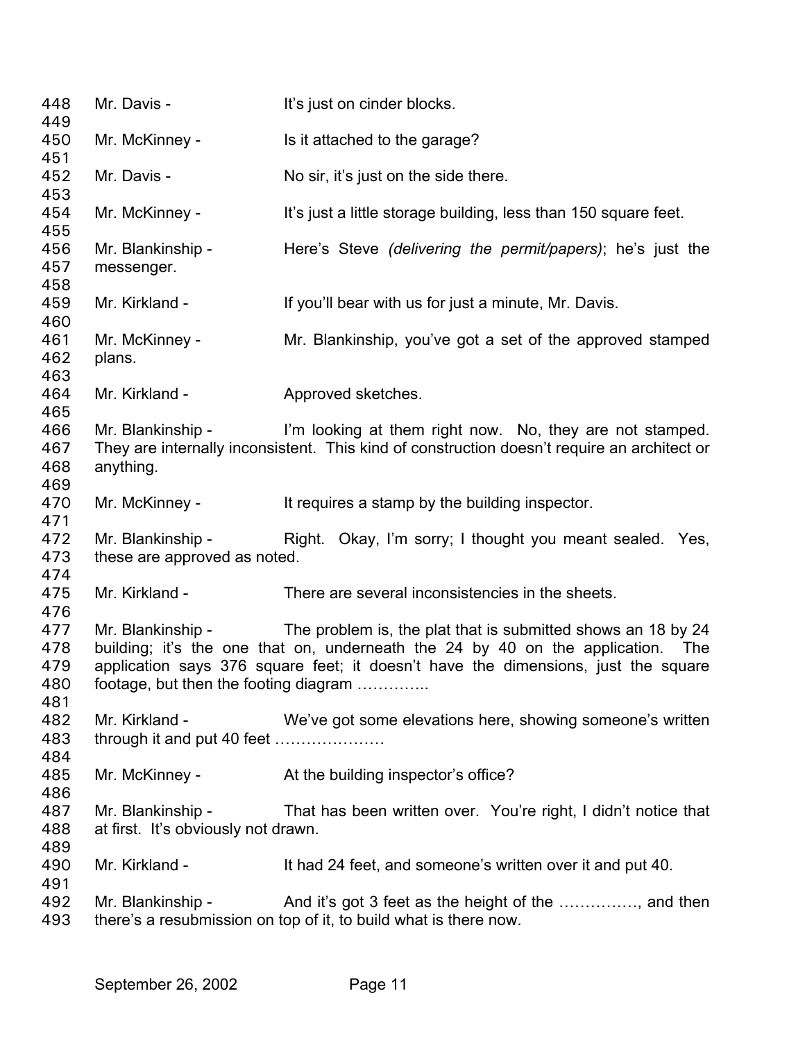448 Mr. Davis - It's just on cinder blocks.

450 Mr. McKinney - Is it attached to the garage?

452 Mr. Davis - No sir, it's just on the side there.

454 Mr. McKinney - It's just a little storage building, less than 150 square feet.

456 Mr. Blankinship - Here's Steve *(delivering the permit/papers)*; he's just the
457 messenger.

459 Mr. Kirkland - If you'll bear with us for just a minute, Mr. Davis.

461 Mr. McKinney - Mr. Blankinship, you've got a set of the approved stamped
462 plans.

464 Mr. Kirkland - Approved sketches.

466 Mr. Blankinship - I'm looking at them right now. No, they are not stamped.
467 They are internally inconsistent. This kind of construction doesn't require an architect or
468 anything.

470 Mr. McKinney - It requires a stamp by the building inspector.

472 Mr. Blankinship - Right. Okay, I'm sorry; I thought you meant sealed. Yes,
473 these are approved as noted.

475 Mr. Kirkland - There are several inconsistencies in the sheets.

477 Mr. Blankinship - The problem is, the plat that is submitted shows an 18 by 24
478 building; it's the one that on, underneath the 24 by 40 on the application. The
479 application says 376 square feet; it doesn't have the dimensions, just the square
480 footage, but then the footing diagram …………..

482 Mr. Kirkland - We've got some elevations here, showing someone's written
483 through it and put 40 feet …………………

485 Mr. McKinney - At the building inspector's office?

487 Mr. Blankinship - That has been written over. You're right, I didn't notice that
488 at first. It's obviously not drawn.

490 Mr. Kirkland - It had 24 feet, and someone's written over it and put 40.

492 Mr. Blankinship - And it's got 3 feet as the height of the ……………, and then
493 there's a resubmission on top of it, to build what is there now.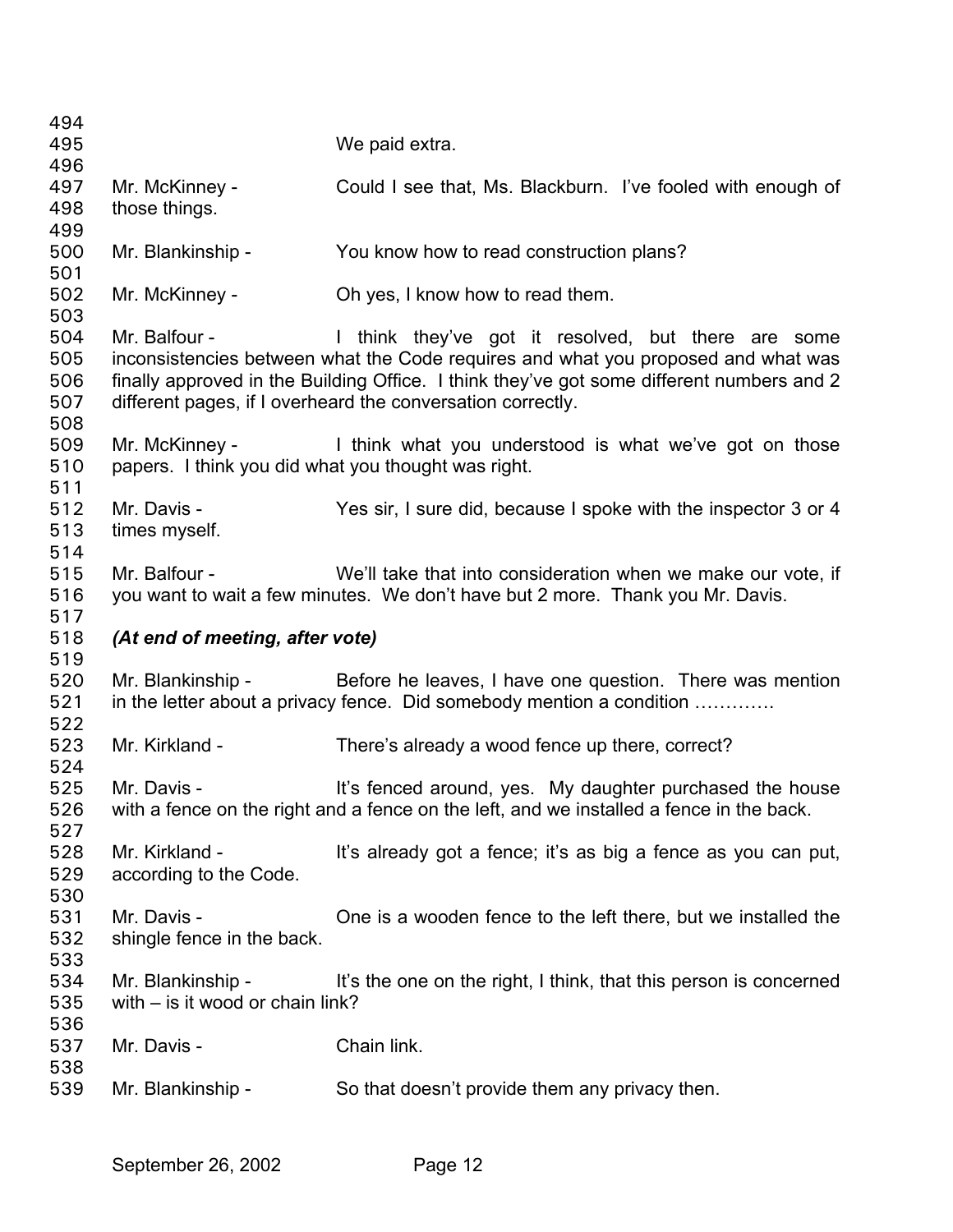We paid extra.

Mr. McKinney - Could I see that, Ms. Blackburn. I've fooled with enough of those things.

Mr. Blankinship - You know how to read construction plans?

Mr. McKinney - Oh yes, I know how to read them.

Mr. Balfour - I think they've got it resolved, but there are some inconsistencies between what the Code requires and what you proposed and what was finally approved in the Building Office. I think they've got some different numbers and 2 different pages, if I overheard the conversation correctly.

Mr. McKinney - I think what you understood is what we've got on those papers. I think you did what you thought was right.

Mr. Davis - Yes sir, I sure did, because I spoke with the inspector 3 or 4 times myself.

Mr. Balfour - We'll take that into consideration when we make our vote, if you want to wait a few minutes. We don't have but 2 more. Thank you Mr. Davis.

***(At end of meeting, after vote)***

Mr. Blankinship - Before he leaves, I have one question. There was mention in the letter about a privacy fence. Did somebody mention a condition ………….

Mr. Kirkland - There's already a wood fence up there, correct?

Mr. Davis - It's fenced around, yes. My daughter purchased the house with a fence on the right and a fence on the left, and we installed a fence in the back.

Mr. Kirkland - It's already got a fence; it's as big a fence as you can put, according to the Code.

Mr. Davis - One is a wooden fence to the left there, but we installed the shingle fence in the back.

Mr. Blankinship - It's the one on the right, I think, that this person is concerned with – is it wood or chain link?

Mr. Davis - Chain link.

Mr. Blankinship - So that doesn't provide them any privacy then.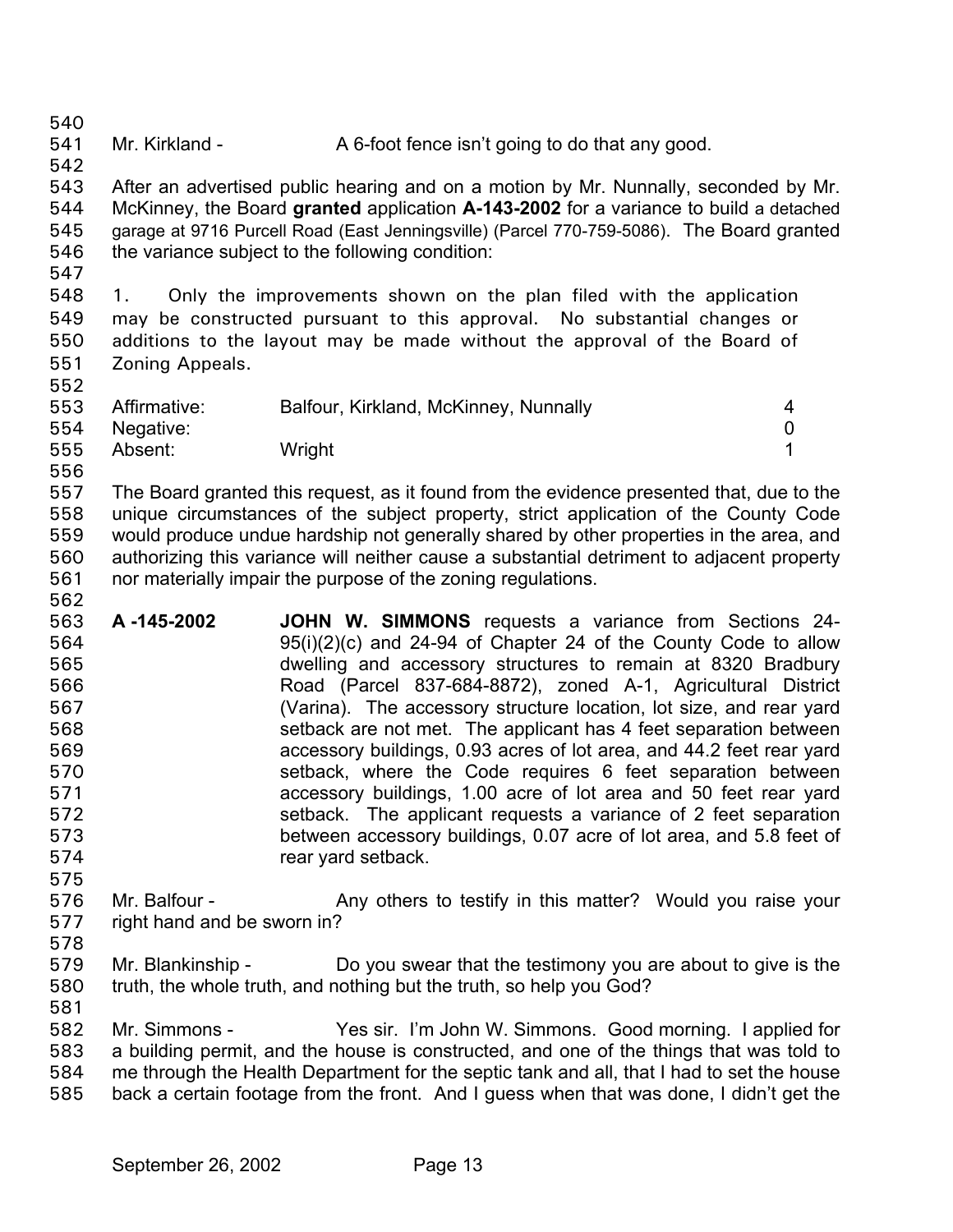Mr. Kirkland - A 6-foot fence isn't going to do that any good.

After an advertised public hearing and on a motion by Mr. Nunnally, seconded by Mr. McKinney, the Board **granted** application **A-143-2002** for a variance to build a detached garage at 9716 Purcell Road (East Jenningsville) (Parcel 770-759-5086). The Board granted the variance subject to the following condition:

1. Only the improvements shown on the plan filed with the application may be constructed pursuant to this approval. No substantial changes or additions to the layout may be made without the approval of the Board of Zoning Appeals.

| | | |
|---|---|---|
| Affirmative: | Balfour, Kirkland, McKinney, Nunnally | 4 |
| Negative: | | 0 |
| Absent: | Wright | 1 |

The Board granted this request, as it found from the evidence presented that, due to the unique circumstances of the subject property, strict application of the County Code would produce undue hardship not generally shared by other properties in the area, and authorizing this variance will neither cause a substantial detriment to adjacent property nor materially impair the purpose of the zoning regulations.

**A -145-2002** **JOHN W. SIMMONS** requests a variance from Sections 24-95(i)(2)(c) and 24-94 of Chapter 24 of the County Code to allow dwelling and accessory structures to remain at 8320 Bradbury Road (Parcel 837-684-8872), zoned A-1, Agricultural District (Varina). The accessory structure location, lot size, and rear yard setback are not met. The applicant has 4 feet separation between accessory buildings, 0.93 acres of lot area, and 44.2 feet rear yard setback, where the Code requires 6 feet separation between accessory buildings, 1.00 acre of lot area and 50 feet rear yard setback. The applicant requests a variance of 2 feet separation between accessory buildings, 0.07 acre of lot area, and 5.8 feet of rear yard setback.

Mr. Balfour - Any others to testify in this matter? Would you raise your right hand and be sworn in?

Mr. Blankinship - Do you swear that the testimony you are about to give is the truth, the whole truth, and nothing but the truth, so help you God?

Mr. Simmons - Yes sir. I'm John W. Simmons. Good morning. I applied for a building permit, and the house is constructed, and one of the things that was told to me through the Health Department for the septic tank and all, that I had to set the house back a certain footage from the front. And I guess when that was done, I didn't get the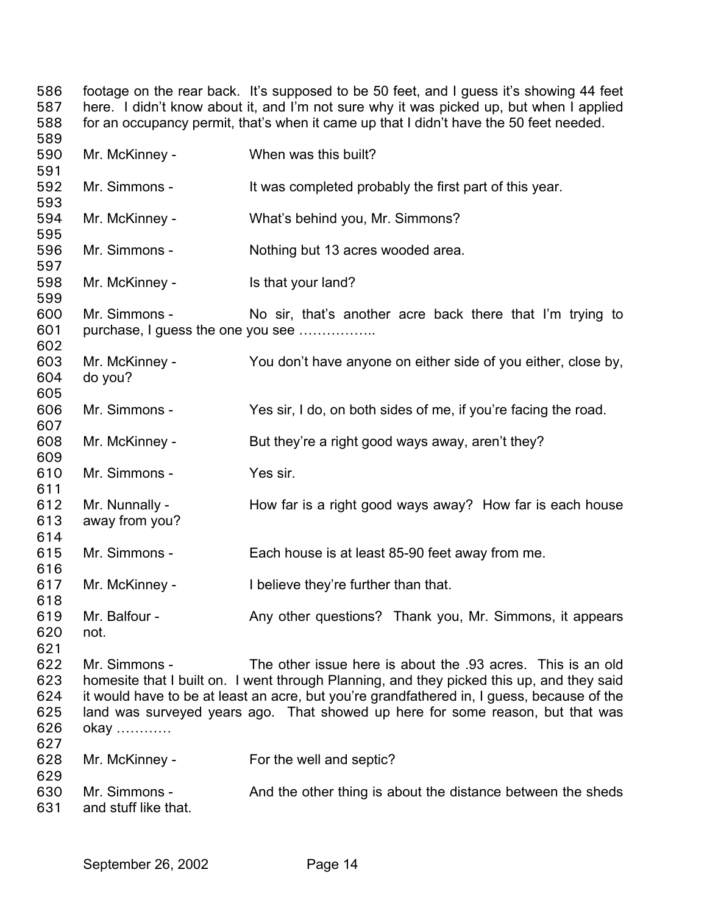footage on the rear back. It's supposed to be 50 feet, and I guess it's showing 44 feet here. I didn't know about it, and I'm not sure why it was picked up, but when I applied for an occupancy permit, that's when it came up that I didn't have the 50 feet needed.

Mr. McKinney - When was this built?

Mr. Simmons - It was completed probably the first part of this year.

Mr. McKinney - What's behind you, Mr. Simmons?

Mr. Simmons - Nothing but 13 acres wooded area.

Mr. McKinney - Is that your land?

Mr. Simmons - No sir, that's another acre back there that I'm trying to purchase, I guess the one you see ……………..

Mr. McKinney - You don't have anyone on either side of you either, close by, do you?

Mr. Simmons - Yes sir, I do, on both sides of me, if you're facing the road.

Mr. McKinney - But they're a right good ways away, aren't they?

Mr. Simmons - Yes sir.

Mr. Nunnally - How far is a right good ways away? How far is each house away from you?

Mr. Simmons - Each house is at least 85-90 feet away from me.

Mr. McKinney - I believe they're further than that.

Mr. Balfour - Any other questions? Thank you, Mr. Simmons, it appears not.

Mr. Simmons - The other issue here is about the .93 acres. This is an old homesite that I built on. I went through Planning, and they picked this up, and they said it would have to be at least an acre, but you're grandfathered in, I guess, because of the land was surveyed years ago. That showed up here for some reason, but that was okay …………

Mr. McKinney - For the well and septic?

Mr. Simmons - And the other thing is about the distance between the sheds and stuff like that.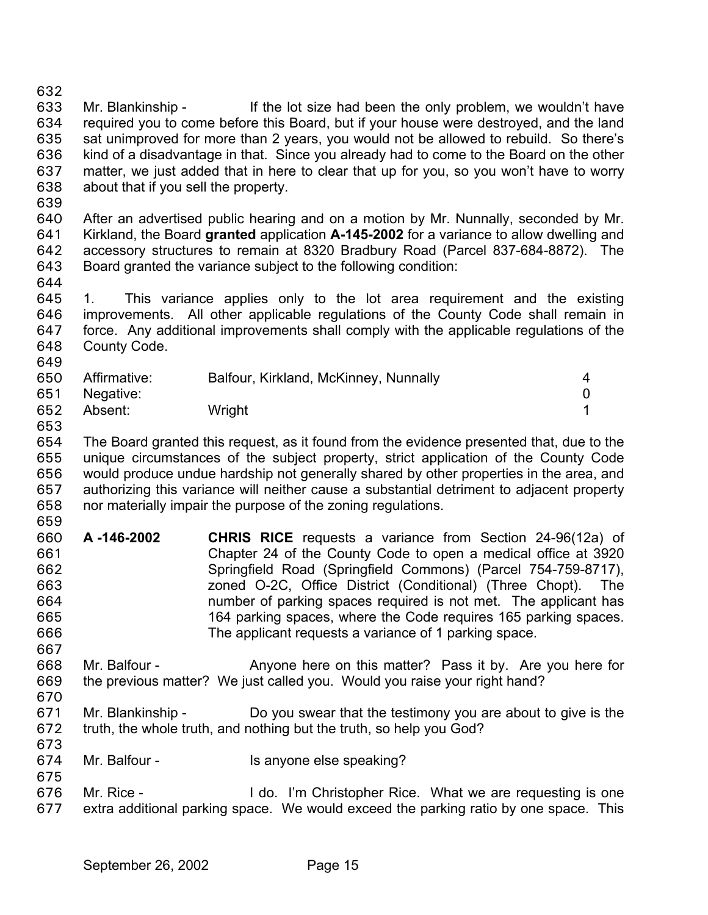Mr. Blankinship - If the lot size had been the only problem, we wouldn't have required you to come before this Board, but if your house were destroyed, and the land sat unimproved for more than 2 years, you would not be allowed to rebuild. So there's kind of a disadvantage in that. Since you already had to come to the Board on the other matter, we just added that in here to clear that up for you, so you won't have to worry about that if you sell the property.

After an advertised public hearing and on a motion by Mr. Nunnally, seconded by Mr. Kirkland, the Board **granted** application **A-145-2002** for a variance to allow dwelling and accessory structures to remain at 8320 Bradbury Road (Parcel 837-684-8872). The Board granted the variance subject to the following condition:

1. This variance applies only to the lot area requirement and the existing improvements. All other applicable regulations of the County Code shall remain in force. Any additional improvements shall comply with the applicable regulations of the County Code.

| | | |
|---|---|---|
| Affirmative: | Balfour, Kirkland, McKinney, Nunnally | 4 |
| Negative: | | 0 |
| Absent: | Wright | 1 |

The Board granted this request, as it found from the evidence presented that, due to the unique circumstances of the subject property, strict application of the County Code would produce undue hardship not generally shared by other properties in the area, and authorizing this variance will neither cause a substantial detriment to adjacent property nor materially impair the purpose of the zoning regulations.

**A -146-2002** **CHRIS RICE** requests a variance from Section 24-96(12a) of Chapter 24 of the County Code to open a medical office at 3920 Springfield Road (Springfield Commons) (Parcel 754-759-8717), zoned O-2C, Office District (Conditional) (Three Chopt). The number of parking spaces required is not met. The applicant has 164 parking spaces, where the Code requires 165 parking spaces. The applicant requests a variance of 1 parking space.

Mr. Balfour - Anyone here on this matter? Pass it by. Are you here for the previous matter? We just called you. Would you raise your right hand?

Mr. Blankinship - Do you swear that the testimony you are about to give is the truth, the whole truth, and nothing but the truth, so help you God?

Mr. Balfour - Is anyone else speaking?

Mr. Rice - I do. I'm Christopher Rice. What we are requesting is one extra additional parking space. We would exceed the parking ratio by one space. This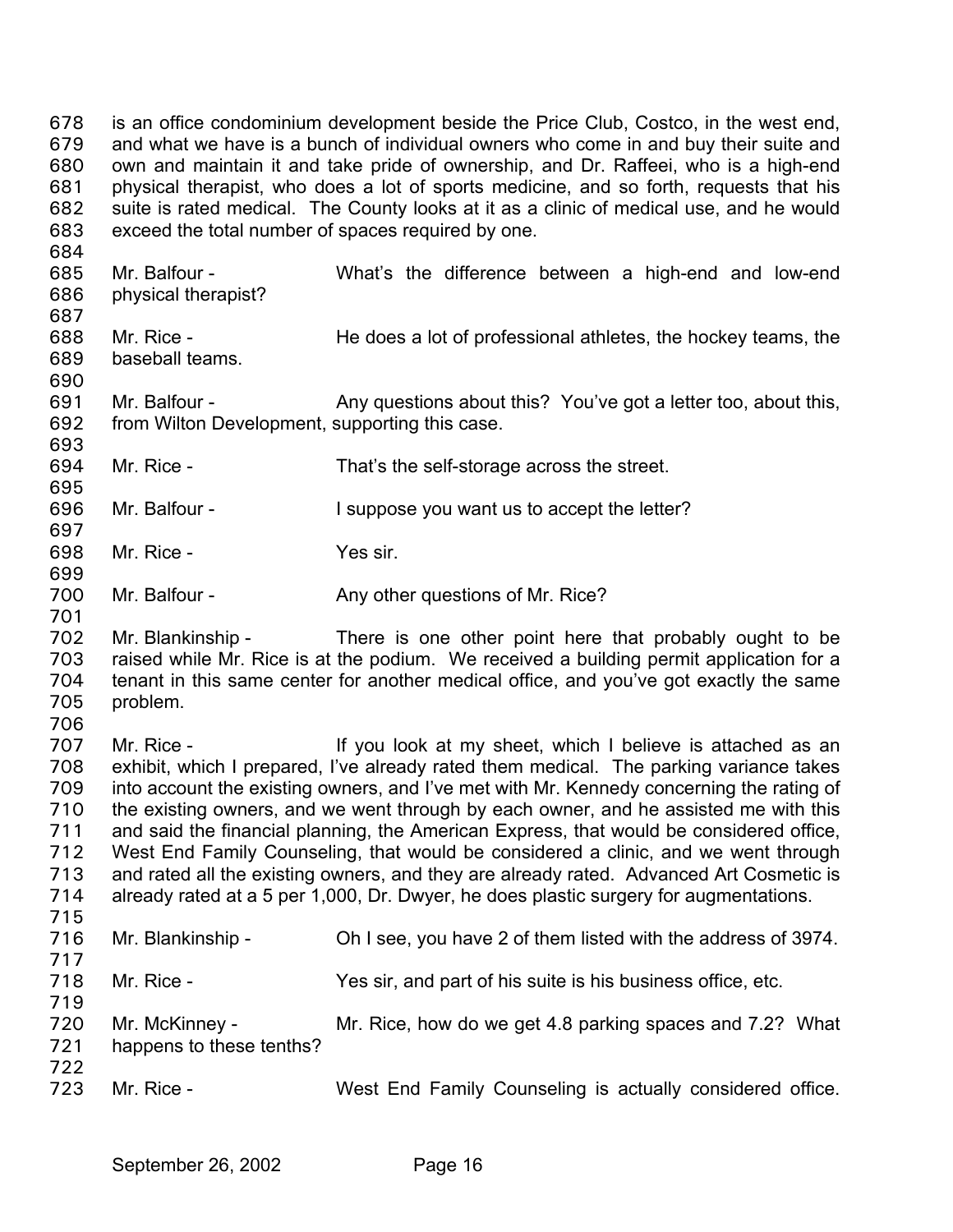is an office condominium development beside the Price Club, Costco, in the west end, and what we have is a bunch of individual owners who come in and buy their suite and own and maintain it and take pride of ownership, and Dr. Raffeei, who is a high-end physical therapist, who does a lot of sports medicine, and so forth, requests that his suite is rated medical. The County looks at it as a clinic of medical use, and he would exceed the total number of spaces required by one.

Mr. Balfour - What's the difference between a high-end and low-end physical therapist?

Mr. Rice - He does a lot of professional athletes, the hockey teams, the baseball teams.

Mr. Balfour - Any questions about this? You've got a letter too, about this, from Wilton Development, supporting this case.

Mr. Rice - That's the self-storage across the street.

Mr. Balfour - I suppose you want us to accept the letter?

Mr. Rice - Yes sir.

Mr. Balfour - Any other questions of Mr. Rice?

Mr. Blankinship - There is one other point here that probably ought to be raised while Mr. Rice is at the podium. We received a building permit application for a tenant in this same center for another medical office, and you've got exactly the same problem.

Mr. Rice - If you look at my sheet, which I believe is attached as an exhibit, which I prepared, I've already rated them medical. The parking variance takes into account the existing owners, and I've met with Mr. Kennedy concerning the rating of the existing owners, and we went through by each owner, and he assisted me with this and said the financial planning, the American Express, that would be considered office, West End Family Counseling, that would be considered a clinic, and we went through and rated all the existing owners, and they are already rated. Advanced Art Cosmetic is already rated at a 5 per 1,000, Dr. Dwyer, he does plastic surgery for augmentations.

Mr. Blankinship - Oh I see, you have 2 of them listed with the address of 3974.

Mr. Rice - Yes sir, and part of his suite is his business office, etc.

Mr. McKinney - Mr. Rice, how do we get 4.8 parking spaces and 7.2? What happens to these tenths?

Mr. Rice - West End Family Counseling is actually considered office.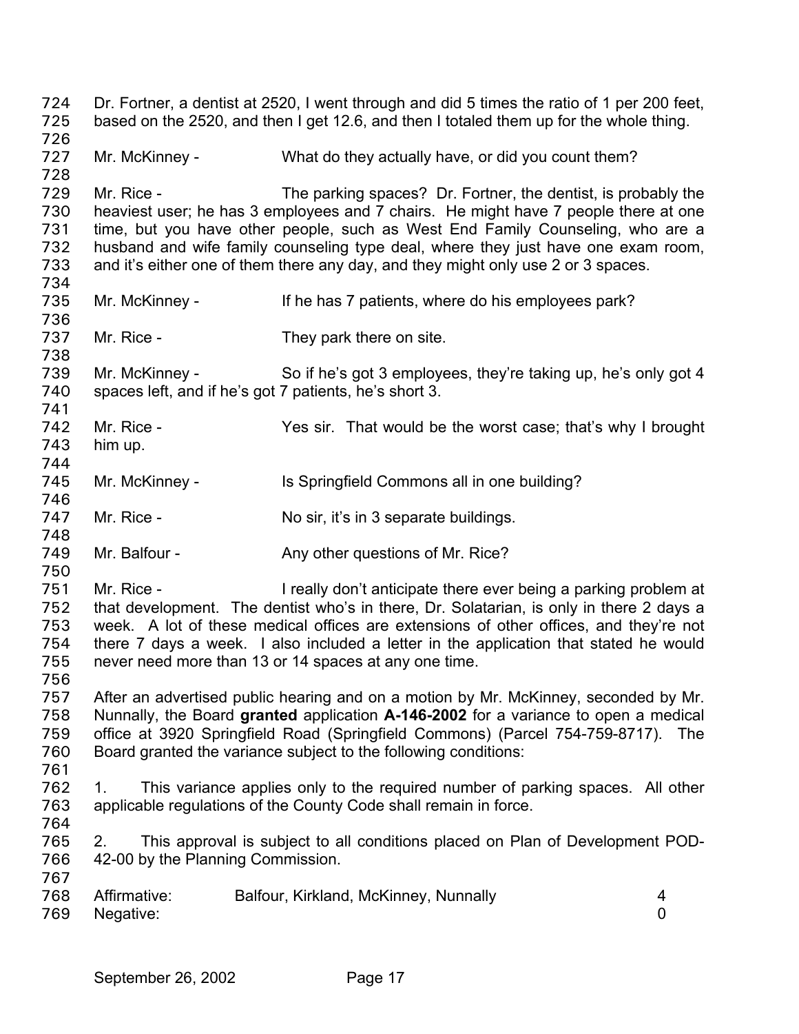Dr. Fortner, a dentist at 2520, I went through and did 5 times the ratio of 1 per 200 feet, based on the 2520, and then I get 12.6, and then I totaled them up for the whole thing.

Mr. McKinney - What do they actually have, or did you count them?

Mr. Rice - The parking spaces? Dr. Fortner, the dentist, is probably the heaviest user; he has 3 employees and 7 chairs. He might have 7 people there at one time, but you have other people, such as West End Family Counseling, who are a husband and wife family counseling type deal, where they just have one exam room, and it's either one of them there any day, and they might only use 2 or 3 spaces.

Mr. McKinney - If he has 7 patients, where do his employees park?

Mr. Rice - They park there on site.

Mr. McKinney - So if he's got 3 employees, they're taking up, he's only got 4 spaces left, and if he's got 7 patients, he's short 3.

Mr. Rice - Yes sir. That would be the worst case; that's why I brought him up.

Mr. McKinney - Is Springfield Commons all in one building?

Mr. Rice - No sir, it's in 3 separate buildings.

Mr. Balfour - Any other questions of Mr. Rice?

Mr. Rice - I really don't anticipate there ever being a parking problem at that development. The dentist who's in there, Dr. Solatarian, is only in there 2 days a week. A lot of these medical offices are extensions of other offices, and they're not there 7 days a week. I also included a letter in the application that stated he would never need more than 13 or 14 spaces at any one time.

After an advertised public hearing and on a motion by Mr. McKinney, seconded by Mr. Nunnally, the Board **granted** application **A-146-2002** for a variance to open a medical office at 3920 Springfield Road (Springfield Commons) (Parcel 754-759-8717). The Board granted the variance subject to the following conditions:

1. This variance applies only to the required number of parking spaces. All other applicable regulations of the County Code shall remain in force.

2. This approval is subject to all conditions placed on Plan of Development POD-42-00 by the Planning Commission.

| | | |
|---|---|---|
| Affirmative: | Balfour, Kirkland, McKinney, Nunnally | 4 |
| Negative: | | 0 |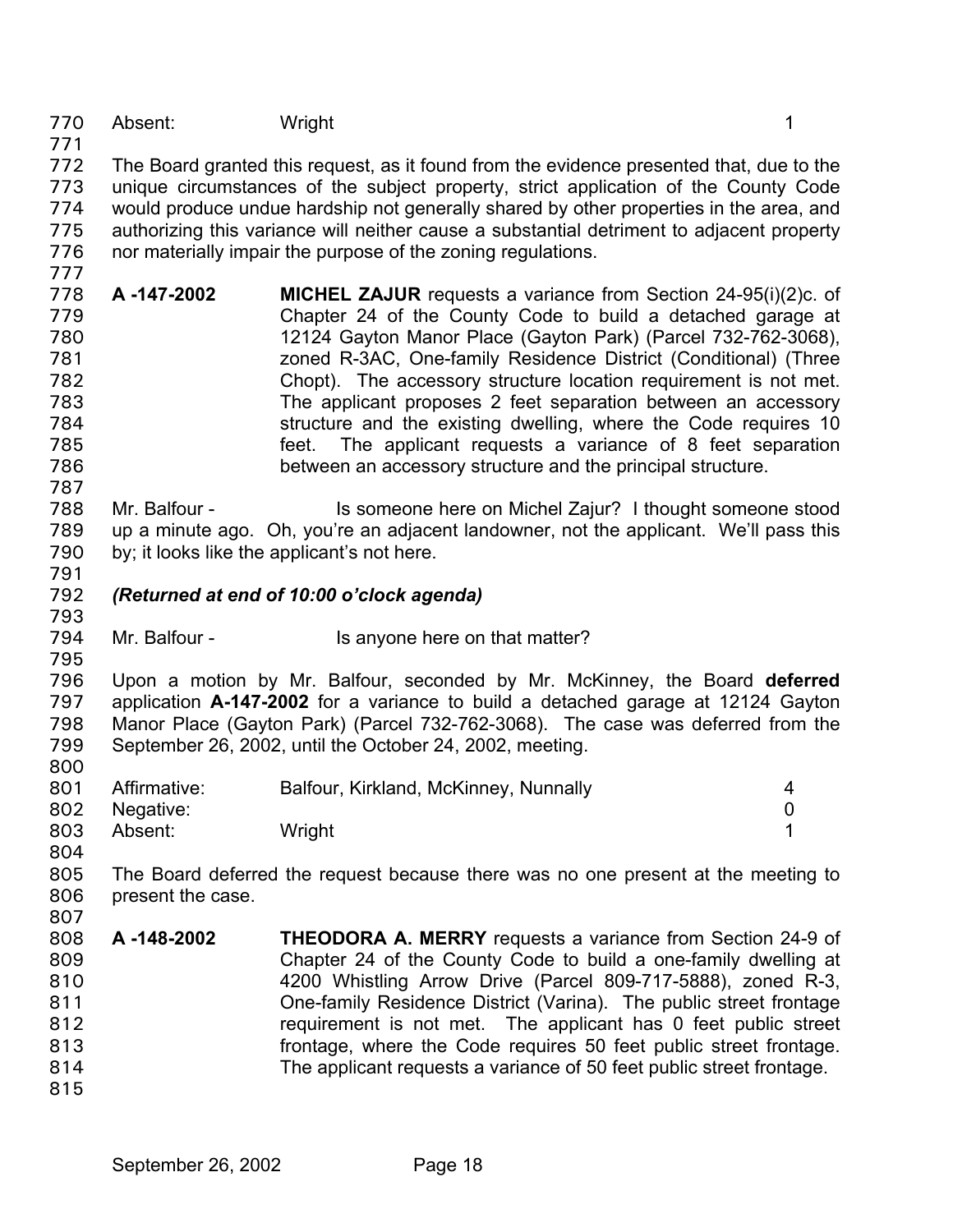| Absent: | Wright | 1 |
|---|---|---|

The Board granted this request, as it found from the evidence presented that, due to the unique circumstances of the subject property, strict application of the County Code would produce undue hardship not generally shared by other properties in the area, and authorizing this variance will neither cause a substantial detriment to adjacent property nor materially impair the purpose of the zoning regulations.

**A -147-2002** **MICHEL ZAJUR** requests a variance from Section 24-95(i)(2)c. of Chapter 24 of the County Code to build a detached garage at 12124 Gayton Manor Place (Gayton Park) (Parcel 732-762-3068), zoned R-3AC, One-family Residence District (Conditional) (Three Chopt). The accessory structure location requirement is not met. The applicant proposes 2 feet separation between an accessory structure and the existing dwelling, where the Code requires 10 feet. The applicant requests a variance of 8 feet separation between an accessory structure and the principal structure.

Mr. Balfour - Is someone here on Michel Zajur? I thought someone stood up a minute ago. Oh, you're an adjacent landowner, not the applicant. We'll pass this by; it looks like the applicant's not here.

***(Returned at end of 10:00 o'clock agenda)***

Mr. Balfour - Is anyone here on that matter?

Upon a motion by Mr. Balfour, seconded by Mr. McKinney, the Board **deferred** application **A-147-2002** for a variance to build a detached garage at 12124 Gayton Manor Place (Gayton Park) (Parcel 732-762-3068). The case was deferred from the September 26, 2002, until the October 24, 2002, meeting.

| Affirmative: | Balfour, Kirkland, McKinney, Nunnally | 4 |
|---|---|---|
| Negative: | | 0 |
| Absent: | Wright | 1 |

The Board deferred the request because there was no one present at the meeting to present the case.

**A -148-2002** **THEODORA A. MERRY** requests a variance from Section 24-9 of Chapter 24 of the County Code to build a one-family dwelling at 4200 Whistling Arrow Drive (Parcel 809-717-5888), zoned R-3, One-family Residence District (Varina). The public street frontage requirement is not met. The applicant has 0 feet public street frontage, where the Code requires 50 feet public street frontage. The applicant requests a variance of 50 feet public street frontage.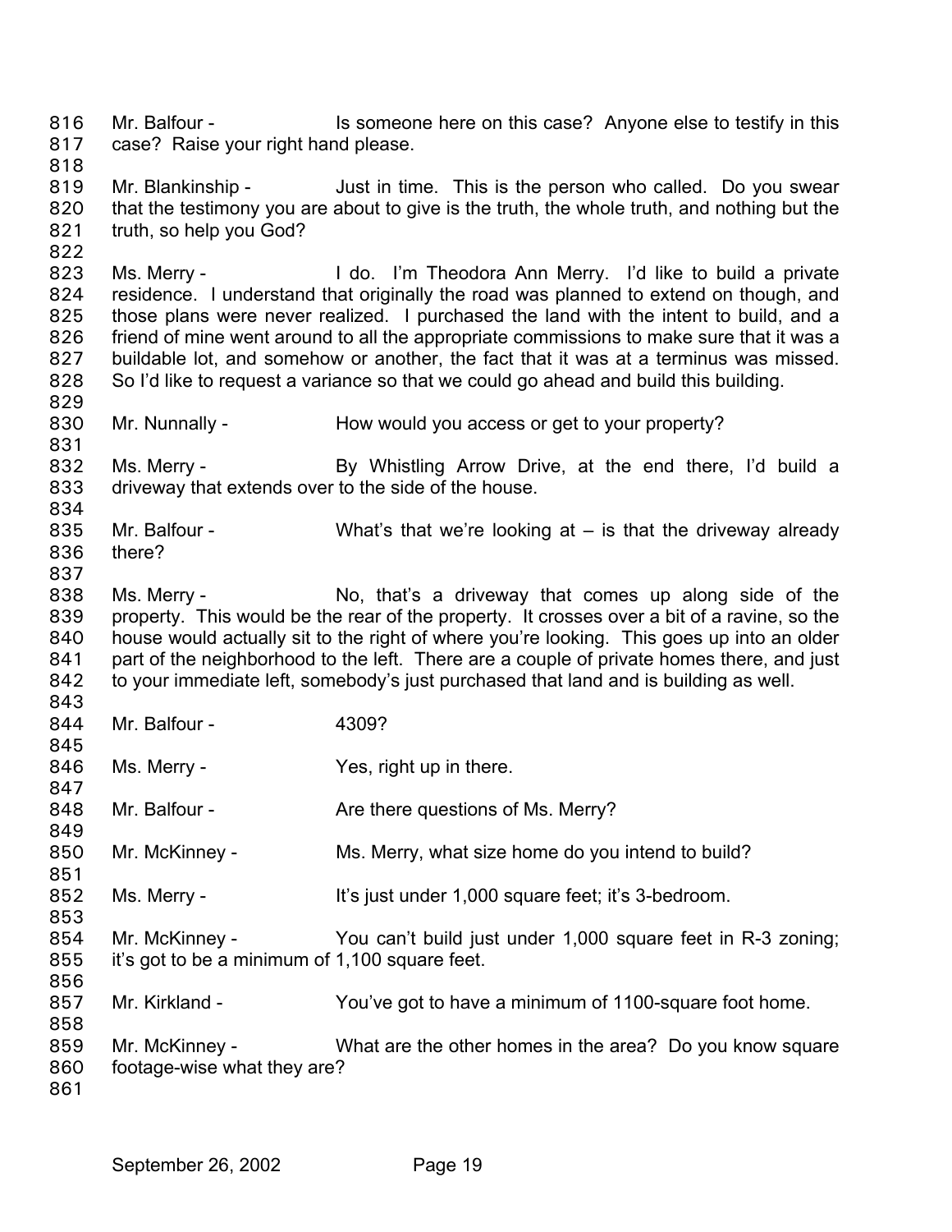Mr. Balfour - Is someone here on this case? Anyone else to testify in this case? Raise your right hand please.

Mr. Blankinship - Just in time. This is the person who called. Do you swear that the testimony you are about to give is the truth, the whole truth, and nothing but the truth, so help you God?

Ms. Merry - I do. I'm Theodora Ann Merry. I'd like to build a private residence. I understand that originally the road was planned to extend on though, and those plans were never realized. I purchased the land with the intent to build, and a friend of mine went around to all the appropriate commissions to make sure that it was a buildable lot, and somehow or another, the fact that it was at a terminus was missed. So I'd like to request a variance so that we could go ahead and build this building.

Mr. Nunnally - How would you access or get to your property?

Ms. Merry - By Whistling Arrow Drive, at the end there, I'd build a driveway that extends over to the side of the house.

Mr. Balfour - What's that we're looking at – is that the driveway already there?

Ms. Merry - No, that's a driveway that comes up along side of the property. This would be the rear of the property. It crosses over a bit of a ravine, so the house would actually sit to the right of where you're looking. This goes up into an older part of the neighborhood to the left. There are a couple of private homes there, and just to your immediate left, somebody's just purchased that land and is building as well.

Mr. Balfour - 4309?

Ms. Merry - Yes, right up in there.

Mr. Balfour - Are there questions of Ms. Merry?

Mr. McKinney - Ms. Merry, what size home do you intend to build?

Ms. Merry - It's just under 1,000 square feet; it's 3-bedroom.

Mr. McKinney - You can't build just under 1,000 square feet in R-3 zoning; it's got to be a minimum of 1,100 square feet.

Mr. Kirkland - You've got to have a minimum of 1100-square foot home.

Mr. McKinney - What are the other homes in the area? Do you know square footage-wise what they are?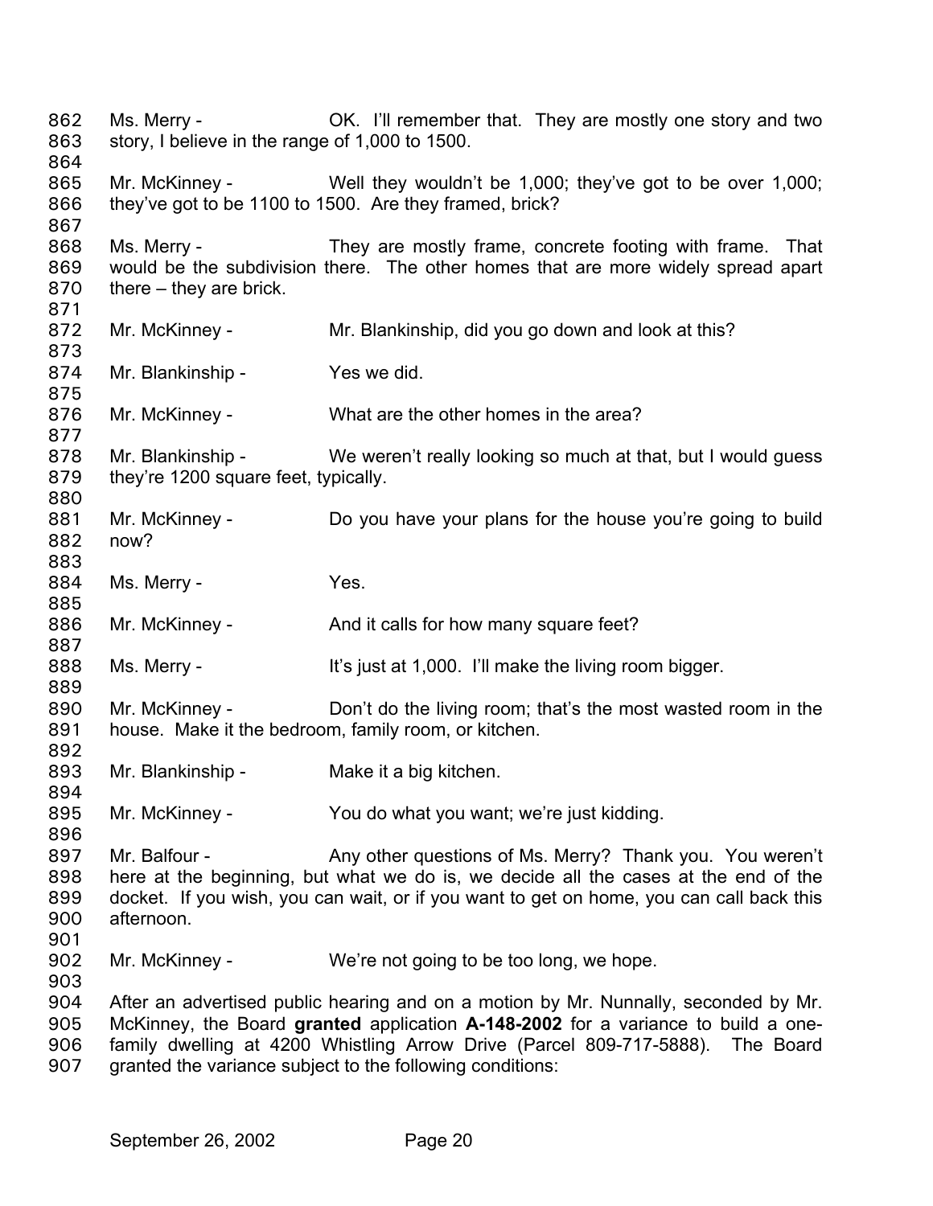Ms. Merry - OK. I'll remember that. They are mostly one story and two story, I believe in the range of 1,000 to 1500.

Mr. McKinney - Well they wouldn't be 1,000; they've got to be over 1,000; they've got to be 1100 to 1500. Are they framed, brick?

Ms. Merry - They are mostly frame, concrete footing with frame. That would be the subdivision there. The other homes that are more widely spread apart there – they are brick.

Mr. McKinney - Mr. Blankinship, did you go down and look at this?

Mr. Blankinship - Yes we did.

Mr. McKinney - What are the other homes in the area?

Mr. Blankinship - We weren't really looking so much at that, but I would guess they're 1200 square feet, typically.

Mr. McKinney - Do you have your plans for the house you're going to build now?

Ms. Merry - Yes.

Mr. McKinney - And it calls for how many square feet?

Ms. Merry - It's just at 1,000. I'll make the living room bigger.

Mr. McKinney - Don't do the living room; that's the most wasted room in the house. Make it the bedroom, family room, or kitchen.

Mr. Blankinship - Make it a big kitchen.

Mr. McKinney - You do what you want; we're just kidding.

Mr. Balfour - Any other questions of Ms. Merry? Thank you. You weren't here at the beginning, but what we do is, we decide all the cases at the end of the docket. If you wish, you can wait, or if you want to get on home, you can call back this afternoon.

Mr. McKinney - We're not going to be too long, we hope.

After an advertised public hearing and on a motion by Mr. Nunnally, seconded by Mr. McKinney, the Board **granted** application **A-148-2002** for a variance to build a one-family dwelling at 4200 Whistling Arrow Drive (Parcel 809-717-5888). The Board granted the variance subject to the following conditions: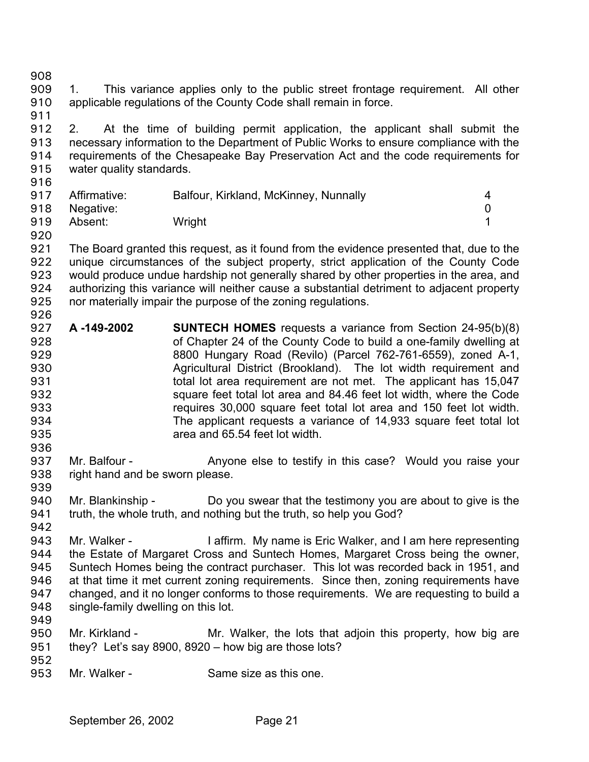1. This variance applies only to the public street frontage requirement. All other applicable regulations of the County Code shall remain in force.

2. At the time of building permit application, the applicant shall submit the necessary information to the Department of Public Works to ensure compliance with the requirements of the Chesapeake Bay Preservation Act and the code requirements for water quality standards.

| | | |
|---|---|---|
| Affirmative: | Balfour, Kirkland, McKinney, Nunnally | 4 |
| Negative: | | 0 |
| Absent: | Wright | 1 |

The Board granted this request, as it found from the evidence presented that, due to the unique circumstances of the subject property, strict application of the County Code would produce undue hardship not generally shared by other properties in the area, and authorizing this variance will neither cause a substantial detriment to adjacent property nor materially impair the purpose of the zoning regulations.

**A -149-2002** **SUNTECH HOMES** requests a variance from Section 24-95(b)(8) of Chapter 24 of the County Code to build a one-family dwelling at 8800 Hungary Road (Revilo) (Parcel 762-761-6559), zoned A-1, Agricultural District (Brookland). The lot width requirement and total lot area requirement are not met. The applicant has 15,047 square feet total lot area and 84.46 feet lot width, where the Code requires 30,000 square feet total lot area and 150 feet lot width. The applicant requests a variance of 14,933 square feet total lot area and 65.54 feet lot width.

Mr. Balfour - Anyone else to testify in this case? Would you raise your right hand and be sworn please.

Mr. Blankinship - Do you swear that the testimony you are about to give is the truth, the whole truth, and nothing but the truth, so help you God?

Mr. Walker - I affirm. My name is Eric Walker, and I am here representing the Estate of Margaret Cross and Suntech Homes, Margaret Cross being the owner, Suntech Homes being the contract purchaser. This lot was recorded back in 1951, and at that time it met current zoning requirements. Since then, zoning requirements have changed, and it no longer conforms to those requirements. We are requesting to build a single-family dwelling on this lot.

Mr. Kirkland - Mr. Walker, the lots that adjoin this property, how big are they? Let's say 8900, 8920 – how big are those lots?

Mr. Walker - Same size as this one.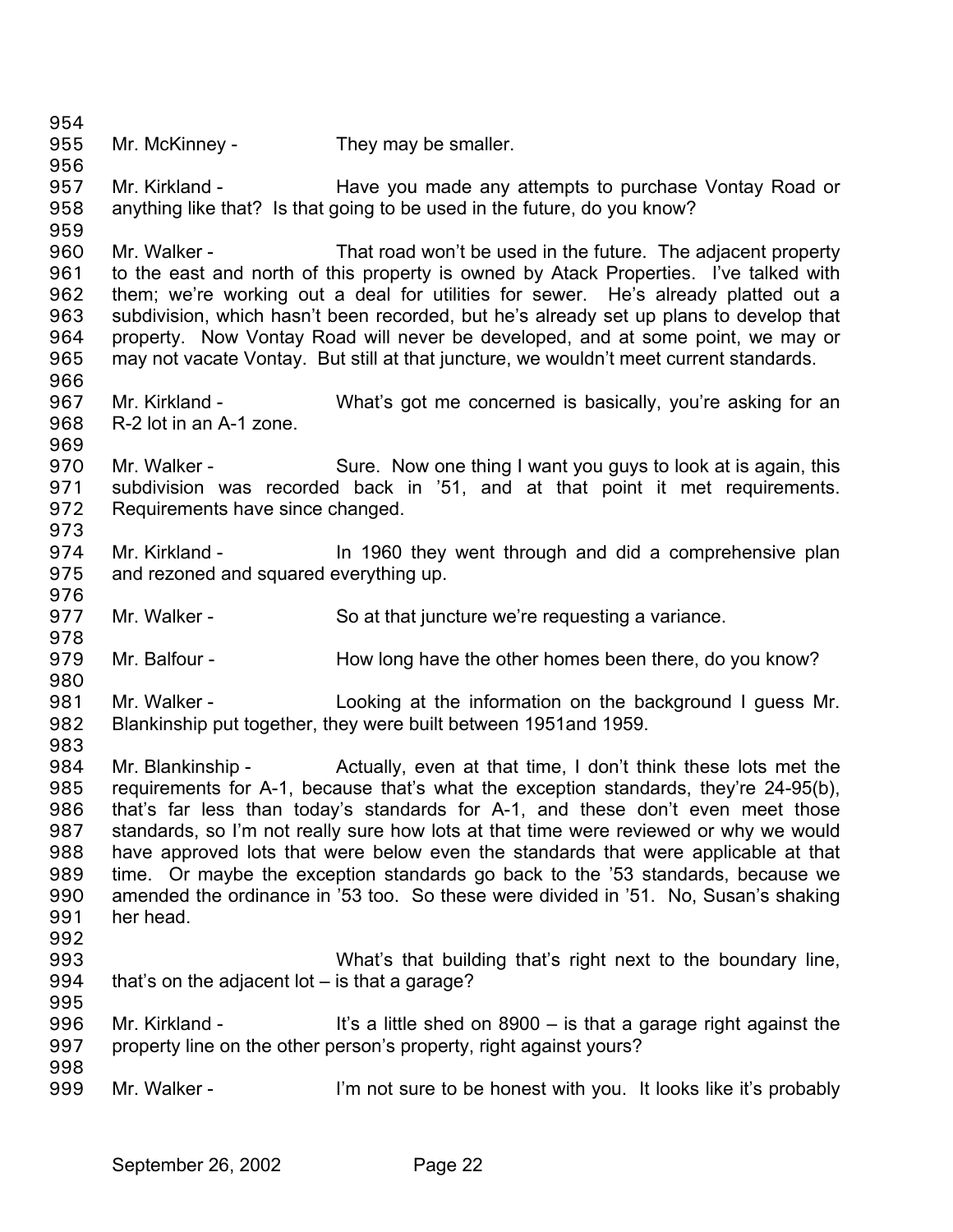Mr. McKinney - They may be smaller.

Mr. Kirkland - Have you made any attempts to purchase Vontay Road or anything like that? Is that going to be used in the future, do you know?

Mr. Walker - That road won't be used in the future. The adjacent property to the east and north of this property is owned by Atack Properties. I've talked with them; we're working out a deal for utilities for sewer. He's already platted out a subdivision, which hasn't been recorded, but he's already set up plans to develop that property. Now Vontay Road will never be developed, and at some point, we may or may not vacate Vontay. But still at that juncture, we wouldn't meet current standards.

Mr. Kirkland - What's got me concerned is basically, you're asking for an R-2 lot in an A-1 zone.

Mr. Walker - Sure. Now one thing I want you guys to look at is again, this subdivision was recorded back in '51, and at that point it met requirements. Requirements have since changed.

Mr. Kirkland - In 1960 they went through and did a comprehensive plan and rezoned and squared everything up.

Mr. Walker - So at that juncture we're requesting a variance.

Mr. Balfour - How long have the other homes been there, do you know?

Mr. Walker - Looking at the information on the background I guess Mr. Blankinship put together, they were built between 1951and 1959.

Mr. Blankinship - Actually, even at that time, I don't think these lots met the requirements for A-1, because that's what the exception standards, they're 24-95(b), that's far less than today's standards for A-1, and these don't even meet those standards, so I'm not really sure how lots at that time were reviewed or why we would have approved lots that were below even the standards that were applicable at that time. Or maybe the exception standards go back to the '53 standards, because we amended the ordinance in '53 too. So these were divided in '51. No, Susan's shaking her head.

What's that building that's right next to the boundary line, that's on the adjacent lot – is that a garage?

Mr. Kirkland - It's a little shed on 8900 – is that a garage right against the property line on the other person's property, right against yours?

Mr. Walker - I'm not sure to be honest with you. It looks like it's probably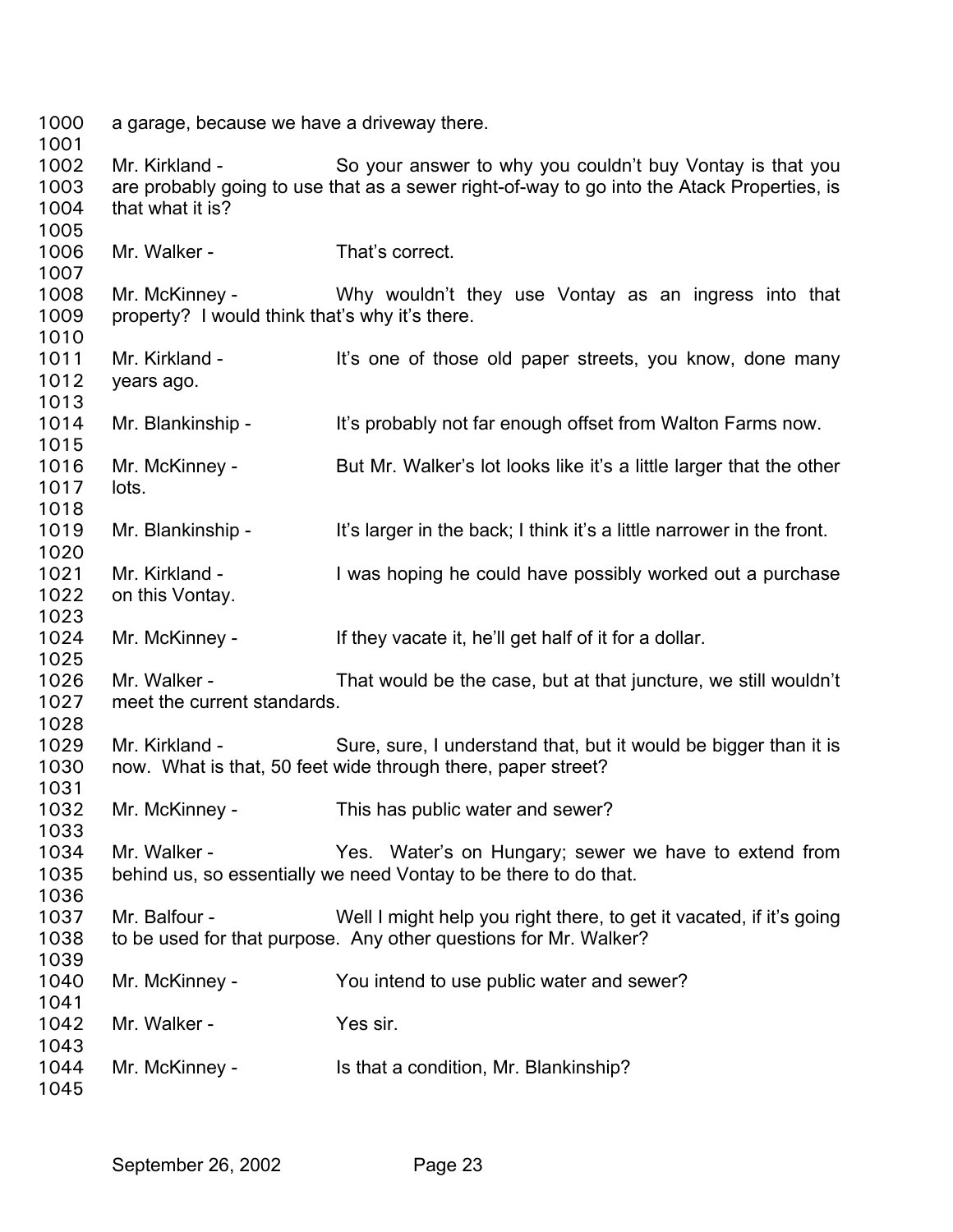a garage, because we have a driveway there.

Mr. Kirkland - So your answer to why you couldn't buy Vontay is that you are probably going to use that as a sewer right-of-way to go into the Atack Properties, is that what it is?

Mr. Walker - That's correct.

Mr. McKinney - Why wouldn't they use Vontay as an ingress into that property? I would think that's why it's there.

Mr. Kirkland - It's one of those old paper streets, you know, done many years ago.

Mr. Blankinship - It's probably not far enough offset from Walton Farms now.

Mr. McKinney - But Mr. Walker's lot looks like it's a little larger that the other lots.

Mr. Blankinship - It's larger in the back; I think it's a little narrower in the front.

Mr. Kirkland - I was hoping he could have possibly worked out a purchase on this Vontay.

Mr. McKinney - If they vacate it, he'll get half of it for a dollar.

Mr. Walker - That would be the case, but at that juncture, we still wouldn't meet the current standards.

Mr. Kirkland - Sure, sure, I understand that, but it would be bigger than it is now. What is that, 50 feet wide through there, paper street?

Mr. McKinney - This has public water and sewer?

Mr. Walker - Yes. Water's on Hungary; sewer we have to extend from behind us, so essentially we need Vontay to be there to do that.

Mr. Balfour - Well I might help you right there, to get it vacated, if it's going to be used for that purpose. Any other questions for Mr. Walker?

Mr. McKinney - You intend to use public water and sewer?

Mr. Walker - Yes sir.

Mr. McKinney - Is that a condition, Mr. Blankinship?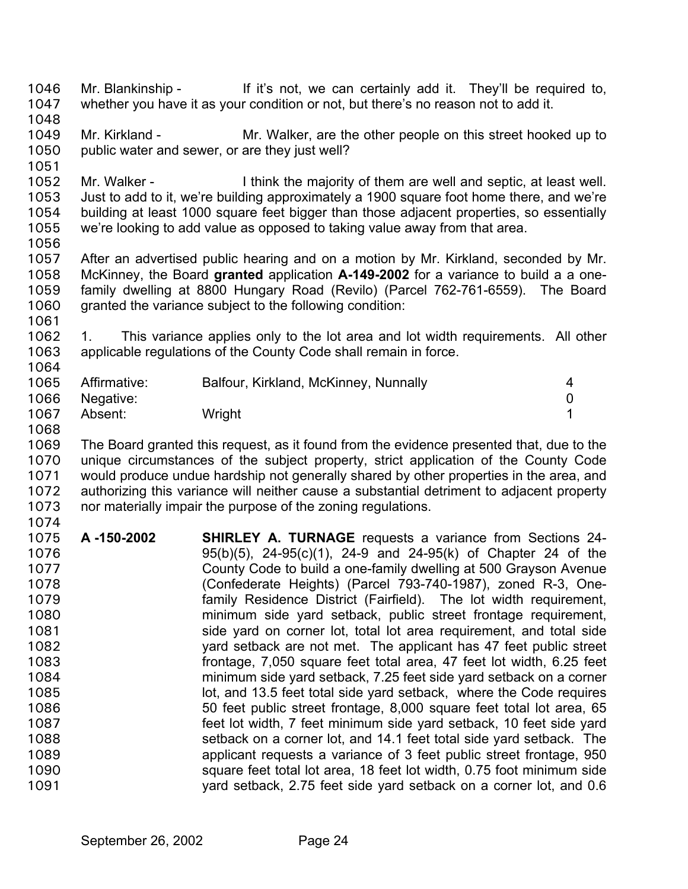Mr. Blankinship - If it's not, we can certainly add it. They'll be required to, whether you have it as your condition or not, but there's no reason not to add it.

Mr. Kirkland - Mr. Walker, are the other people on this street hooked up to public water and sewer, or are they just well?

Mr. Walker - I think the majority of them are well and septic, at least well. Just to add to it, we're building approximately a 1900 square foot home there, and we're building at least 1000 square feet bigger than those adjacent properties, so essentially we're looking to add value as opposed to taking value away from that area.

After an advertised public hearing and on a motion by Mr. Kirkland, seconded by Mr. McKinney, the Board **granted** application **A-149-2002** for a variance to build a a one-family dwelling at 8800 Hungary Road (Revilo) (Parcel 762-761-6559). The Board granted the variance subject to the following condition:

1. This variance applies only to the lot area and lot width requirements. All other applicable regulations of the County Code shall remain in force.

| | | |
|---|---|---|
| Affirmative: | Balfour, Kirkland, McKinney, Nunnally | 4 |
| Negative: | | 0 |
| Absent: | Wright | 1 |

The Board granted this request, as it found from the evidence presented that, due to the unique circumstances of the subject property, strict application of the County Code would produce undue hardship not generally shared by other properties in the area, and authorizing this variance will neither cause a substantial detriment to adjacent property nor materially impair the purpose of the zoning regulations.

**A -150-2002** **SHIRLEY A. TURNAGE** requests a variance from Sections 24-95(b)(5), 24-95(c)(1), 24-9 and 24-95(k) of Chapter 24 of the County Code to build a one-family dwelling at 500 Grayson Avenue (Confederate Heights) (Parcel 793-740-1987), zoned R-3, One-family Residence District (Fairfield). The lot width requirement, minimum side yard setback, public street frontage requirement, side yard on corner lot, total lot area requirement, and total side yard setback are not met. The applicant has 47 feet public street frontage, 7,050 square feet total area, 47 feet lot width, 6.25 feet minimum side yard setback, 7.25 feet side yard setback on a corner lot, and 13.5 feet total side yard setback, where the Code requires 50 feet public street frontage, 8,000 square feet total lot area, 65 feet lot width, 7 feet minimum side yard setback, 10 feet side yard setback on a corner lot, and 14.1 feet total side yard setback. The applicant requests a variance of 3 feet public street frontage, 950 square feet total lot area, 18 feet lot width, 0.75 foot minimum side yard setback, 2.75 feet side yard setback on a corner lot, and 0.6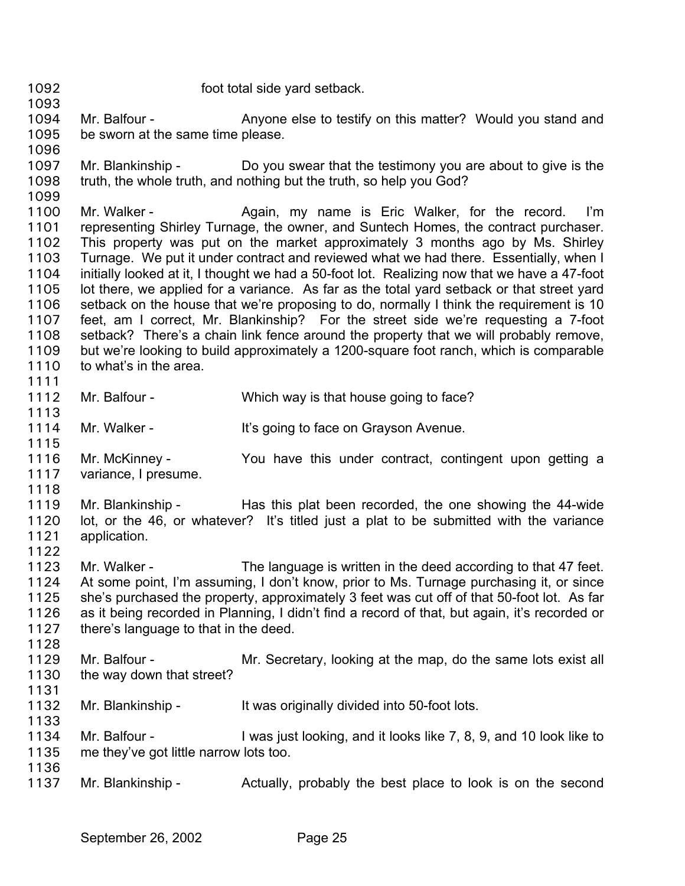1092 foot total side yard setback.

1093

1094 Mr. Balfour - Anyone else to testify on this matter? Would you stand and
1095 be sworn at the same time please.

1096

1097 Mr. Blankinship - Do you swear that the testimony you are about to give is the
1098 truth, the whole truth, and nothing but the truth, so help you God?

1099

1100 Mr. Walker - Again, my name is Eric Walker, for the record. I'm
1101 representing Shirley Turnage, the owner, and Suntech Homes, the contract purchaser.
1102 This property was put on the market approximately 3 months ago by Ms. Shirley
1103 Turnage. We put it under contract and reviewed what we had there. Essentially, when I
1104 initially looked at it, I thought we had a 50-foot lot. Realizing now that we have a 47-foot
1105 lot there, we applied for a variance. As far as the total yard setback or that street yard
1106 setback on the house that we're proposing to do, normally I think the requirement is 10
1107 feet, am I correct, Mr. Blankinship? For the street side we're requesting a 7-foot
1108 setback? There's a chain link fence around the property that we will probably remove,
1109 but we're looking to build approximately a 1200-square foot ranch, which is comparable
1110 to what's in the area.

1111

1112 Mr. Balfour - Which way is that house going to face?

1113

1114 Mr. Walker - It's going to face on Grayson Avenue.

1115

1116 Mr. McKinney - You have this under contract, contingent upon getting a
1117 variance, I presume.

1118

1119 Mr. Blankinship - Has this plat been recorded, the one showing the 44-wide
1120 lot, or the 46, or whatever? It's titled just a plat to be submitted with the variance
1121 application.

1122

1123 Mr. Walker - The language is written in the deed according to that 47 feet.
1124 At some point, I'm assuming, I don't know, prior to Ms. Turnage purchasing it, or since
1125 she's purchased the property, approximately 3 feet was cut off of that 50-foot lot. As far
1126 as it being recorded in Planning, I didn't find a record of that, but again, it's recorded or
1127 there's language to that in the deed.

1128

1129 Mr. Balfour - Mr. Secretary, looking at the map, do the same lots exist all
1130 the way down that street?

1131

1132 Mr. Blankinship - It was originally divided into 50-foot lots.

1133

1134 Mr. Balfour - I was just looking, and it looks like 7, 8, 9, and 10 look like to
1135 me they've got little narrow lots too.

1136

1137 Mr. Blankinship - Actually, probably the best place to look is on the second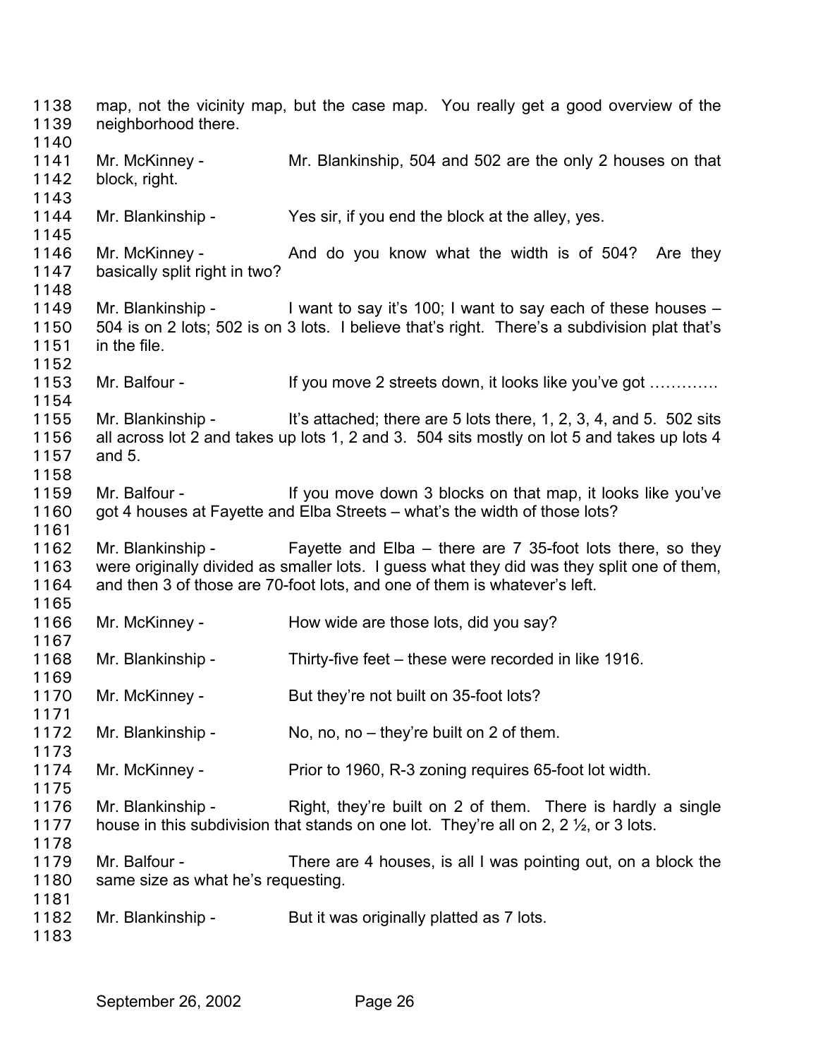map, not the vicinity map, but the case map. You really get a good overview of the neighborhood there.

Mr. McKinney - Mr. Blankinship, 504 and 502 are the only 2 houses on that block, right.

Mr. Blankinship - Yes sir, if you end the block at the alley, yes.

Mr. McKinney - And do you know what the width is of 504? Are they basically split right in two?

Mr. Blankinship - I want to say it's 100; I want to say each of these houses – 504 is on 2 lots; 502 is on 3 lots. I believe that's right. There's a subdivision plat that's in the file.

Mr. Balfour - If you move 2 streets down, it looks like you've got ………….

Mr. Blankinship - It's attached; there are 5 lots there, 1, 2, 3, 4, and 5. 502 sits all across lot 2 and takes up lots 1, 2 and 3. 504 sits mostly on lot 5 and takes up lots 4 and 5.

Mr. Balfour - If you move down 3 blocks on that map, it looks like you've got 4 houses at Fayette and Elba Streets – what's the width of those lots?

Mr. Blankinship - Fayette and Elba – there are 7 35-foot lots there, so they were originally divided as smaller lots. I guess what they did was they split one of them, and then 3 of those are 70-foot lots, and one of them is whatever's left.

Mr. McKinney - How wide are those lots, did you say?

Mr. Blankinship - Thirty-five feet – these were recorded in like 1916.

Mr. McKinney - But they're not built on 35-foot lots?

Mr. Blankinship - No, no, no – they're built on 2 of them.

Mr. McKinney - Prior to 1960, R-3 zoning requires 65-foot lot width.

Mr. Blankinship - Right, they're built on 2 of them. There is hardly a single house in this subdivision that stands on one lot. They're all on 2, 2 ½, or 3 lots.

Mr. Balfour - There are 4 houses, is all I was pointing out, on a block the same size as what he's requesting.

Mr. Blankinship - But it was originally platted as 7 lots.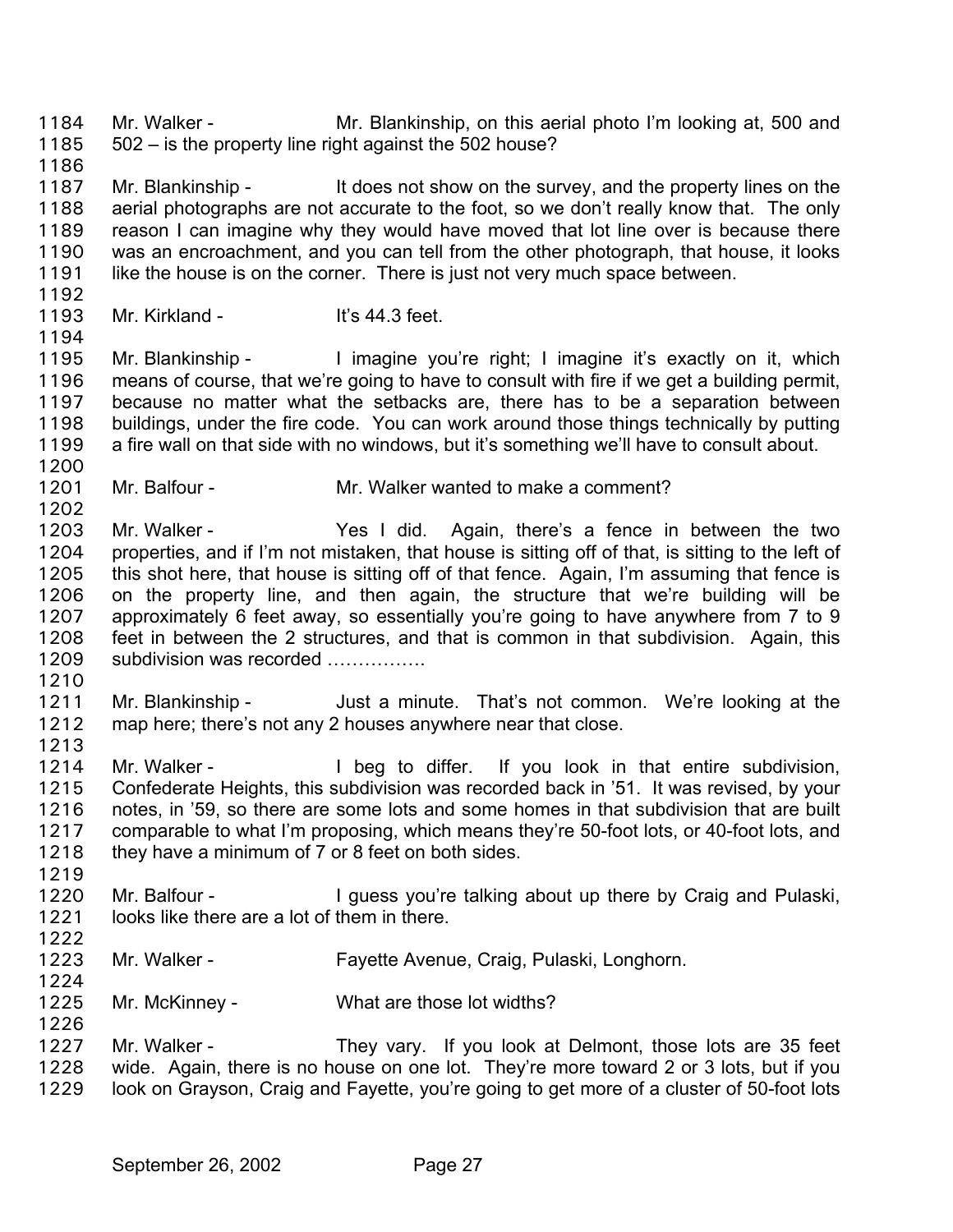Mr. Walker - Mr. Blankinship, on this aerial photo I'm looking at, 500 and 502 – is the property line right against the 502 house?

Mr. Blankinship - It does not show on the survey, and the property lines on the aerial photographs are not accurate to the foot, so we don't really know that. The only reason I can imagine why they would have moved that lot line over is because there was an encroachment, and you can tell from the other photograph, that house, it looks like the house is on the corner. There is just not very much space between.

Mr. Kirkland - It's 44.3 feet.

Mr. Blankinship - I imagine you're right; I imagine it's exactly on it, which means of course, that we're going to have to consult with fire if we get a building permit, because no matter what the setbacks are, there has to be a separation between buildings, under the fire code. You can work around those things technically by putting a fire wall on that side with no windows, but it's something we'll have to consult about.

Mr. Balfour - Mr. Walker wanted to make a comment?

Mr. Walker - Yes I did. Again, there's a fence in between the two properties, and if I'm not mistaken, that house is sitting off of that, is sitting to the left of this shot here, that house is sitting off of that fence. Again, I'm assuming that fence is on the property line, and then again, the structure that we're building will be approximately 6 feet away, so essentially you're going to have anywhere from 7 to 9 feet in between the 2 structures, and that is common in that subdivision. Again, this subdivision was recorded …………….

Mr. Blankinship - Just a minute. That's not common. We're looking at the map here; there's not any 2 houses anywhere near that close.

Mr. Walker - I beg to differ. If you look in that entire subdivision, Confederate Heights, this subdivision was recorded back in '51. It was revised, by your notes, in '59, so there are some lots and some homes in that subdivision that are built comparable to what I'm proposing, which means they're 50-foot lots, or 40-foot lots, and they have a minimum of 7 or 8 feet on both sides.

Mr. Balfour - I guess you're talking about up there by Craig and Pulaski, looks like there are a lot of them in there.

Mr. Walker - Fayette Avenue, Craig, Pulaski, Longhorn.

Mr. McKinney - What are those lot widths?

Mr. Walker - They vary. If you look at Delmont, those lots are 35 feet wide. Again, there is no house on one lot. They're more toward 2 or 3 lots, but if you look on Grayson, Craig and Fayette, you're going to get more of a cluster of 50-foot lots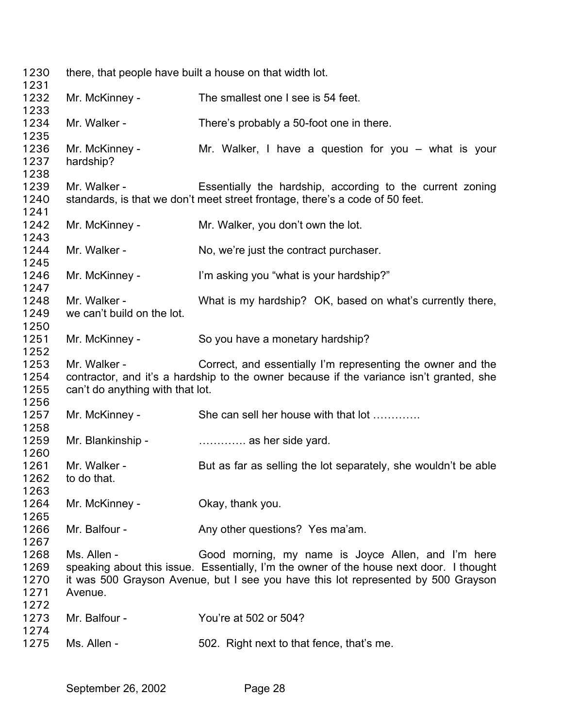there, that people have built a house on that width lot.

Mr. McKinney - The smallest one I see is 54 feet.

Mr. Walker - There's probably a 50-foot one in there.

Mr. McKinney - Mr. Walker, I have a question for you – what is your hardship?

Mr. Walker - Essentially the hardship, according to the current zoning standards, is that we don't meet street frontage, there's a code of 50 feet.

Mr. McKinney - Mr. Walker, you don't own the lot.

Mr. Walker - No, we're just the contract purchaser.

Mr. McKinney - I'm asking you "what is your hardship?"

Mr. Walker - What is my hardship? OK, based on what's currently there, we can't build on the lot.

Mr. McKinney - So you have a monetary hardship?

Mr. Walker - Correct, and essentially I'm representing the owner and the contractor, and it's a hardship to the owner because if the variance isn't granted, she can't do anything with that lot.

Mr. McKinney - She can sell her house with that lot ………….

Mr. Blankinship - …………. as her side yard.

Mr. Walker - But as far as selling the lot separately, she wouldn't be able to do that.

Mr. McKinney - Okay, thank you.

Mr. Balfour - Any other questions? Yes ma'am.

Ms. Allen - Good morning, my name is Joyce Allen, and I'm here speaking about this issue. Essentially, I'm the owner of the house next door. I thought it was 500 Grayson Avenue, but I see you have this lot represented by 500 Grayson Avenue.

Mr. Balfour - You're at 502 or 504?

Ms. Allen - 502. Right next to that fence, that's me.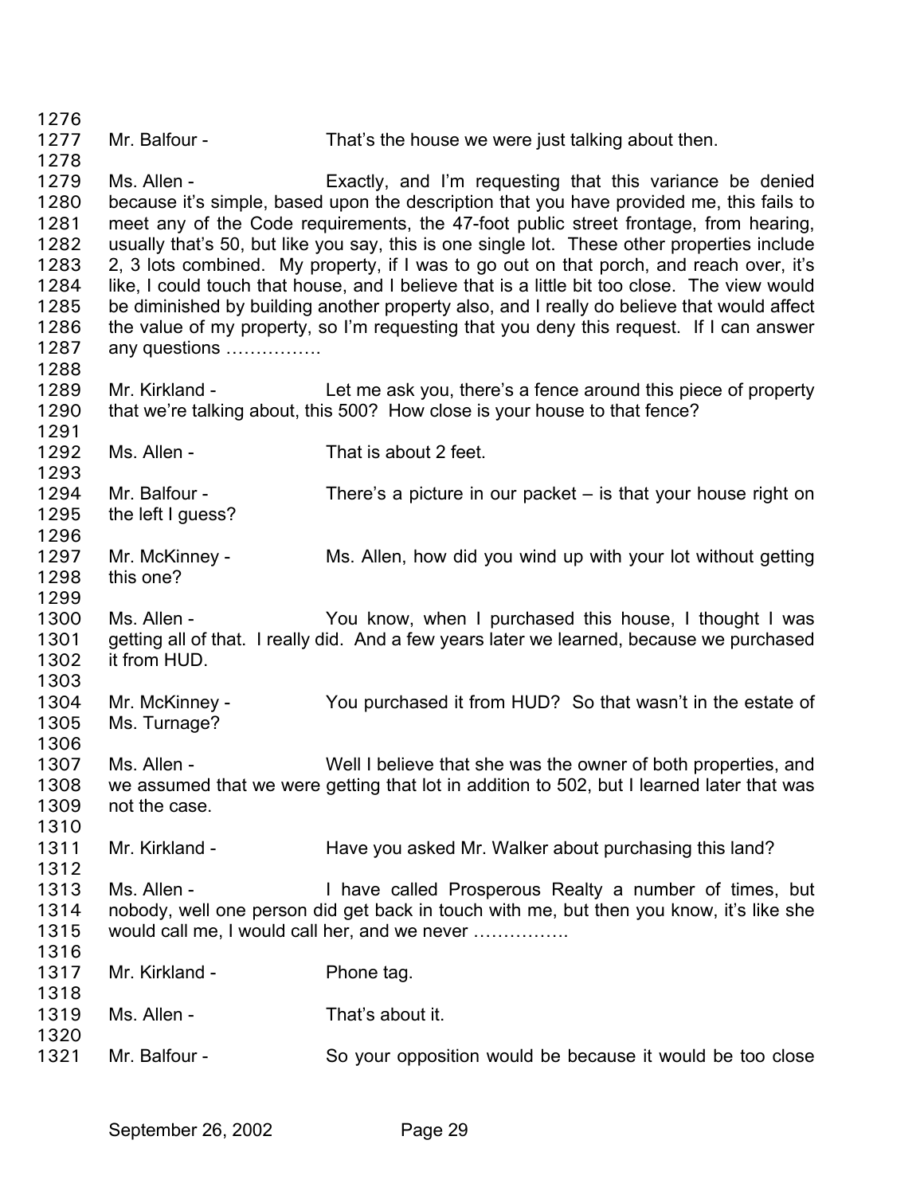1276
1277 Mr. Balfour - That's the house we were just talking about then.
1278
1279 Ms. Allen - Exactly, and I'm requesting that this variance be denied
1280 because it's simple, based upon the description that you have provided me, this fails to
1281 meet any of the Code requirements, the 47-foot public street frontage, from hearing,
1282 usually that's 50, but like you say, this is one single lot. These other properties include
1283 2, 3 lots combined. My property, if I was to go out on that porch, and reach over, it's
1284 like, I could touch that house, and I believe that is a little bit too close. The view would
1285 be diminished by building another property also, and I really do believe that would affect
1286 the value of my property, so I'm requesting that you deny this request. If I can answer
1287 any questions …………….
1288
1289 Mr. Kirkland - Let me ask you, there's a fence around this piece of property
1290 that we're talking about, this 500? How close is your house to that fence?
1291
1292 Ms. Allen - That is about 2 feet.
1293
1294 Mr. Balfour - There's a picture in our packet – is that your house right on
1295 the left I guess?
1296
1297 Mr. McKinney - Ms. Allen, how did you wind up with your lot without getting
1298 this one?
1299
1300 Ms. Allen - You know, when I purchased this house, I thought I was
1301 getting all of that. I really did. And a few years later we learned, because we purchased
1302 it from HUD.
1303
1304 Mr. McKinney - You purchased it from HUD? So that wasn't in the estate of
1305 Ms. Turnage?
1306
1307 Ms. Allen - Well I believe that she was the owner of both properties, and
1308 we assumed that we were getting that lot in addition to 502, but I learned later that was
1309 not the case.
1310
1311 Mr. Kirkland - Have you asked Mr. Walker about purchasing this land?
1312
1313 Ms. Allen - I have called Prosperous Realty a number of times, but
1314 nobody, well one person did get back in touch with me, but then you know, it's like she
1315 would call me, I would call her, and we never …………….
1316
1317 Mr. Kirkland - Phone tag.
1318
1319 Ms. Allen - That's about it.
1320
1321 Mr. Balfour - So your opposition would be because it would be too close

September 26, 2002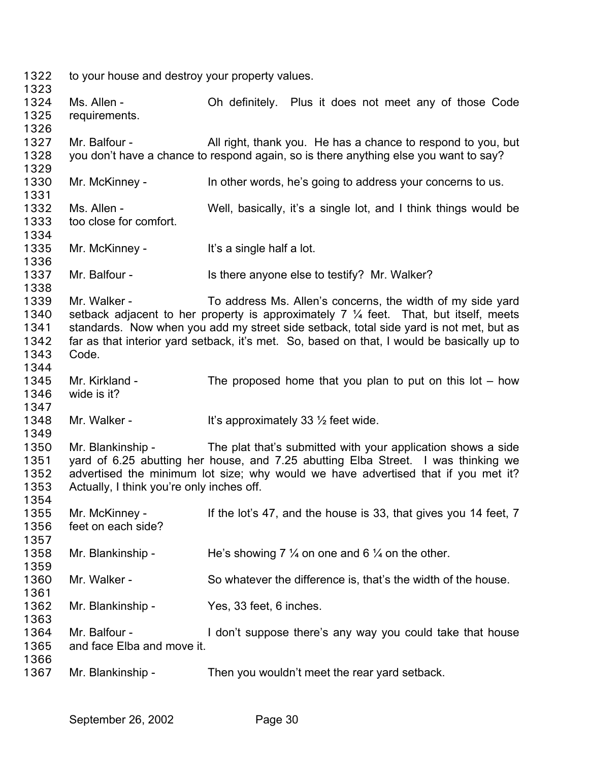1322 to your house and destroy your property values.

1323

1324 Ms. Allen - Oh definitely. Plus it does not meet any of those Code
1325 requirements.

1326

1327 Mr. Balfour - All right, thank you. He has a chance to respond to you, but
1328 you don't have a chance to respond again, so is there anything else you want to say?

1329

1330 Mr. McKinney - In other words, he's going to address your concerns to us.

1331

1332 Ms. Allen - Well, basically, it's a single lot, and I think things would be
1333 too close for comfort.

1334

1335 Mr. McKinney - It's a single half a lot.

1336

1337 Mr. Balfour - Is there anyone else to testify? Mr. Walker?

1338

1339 Mr. Walker - To address Ms. Allen's concerns, the width of my side yard
1340 setback adjacent to her property is approximately 7 ¼ feet. That, but itself, meets
1341 standards. Now when you add my street side setback, total side yard is not met, but as
1342 far as that interior yard setback, it's met. So, based on that, I would be basically up to
1343 Code.

1344

1345 Mr. Kirkland - The proposed home that you plan to put on this lot – how
1346 wide is it?

1347

1348 Mr. Walker - It's approximately 33 ½ feet wide.

1349

1350 Mr. Blankinship - The plat that's submitted with your application shows a side
1351 yard of 6.25 abutting her house, and 7.25 abutting Elba Street. I was thinking we
1352 advertised the minimum lot size; why would we have advertised that if you met it?
1353 Actually, I think you're only inches off.

1354

1355 Mr. McKinney - If the lot's 47, and the house is 33, that gives you 14 feet, 7
1356 feet on each side?

1357

1358 Mr. Blankinship - He's showing 7 ¼ on one and 6 ¼ on the other.

1359

1360 Mr. Walker - So whatever the difference is, that's the width of the house.

1361

1362 Mr. Blankinship - Yes, 33 feet, 6 inches.

1363

1364 Mr. Balfour - I don't suppose there's any way you could take that house
1365 and face Elba and move it.

1366

1367 Mr. Blankinship - Then you wouldn't meet the rear yard setback.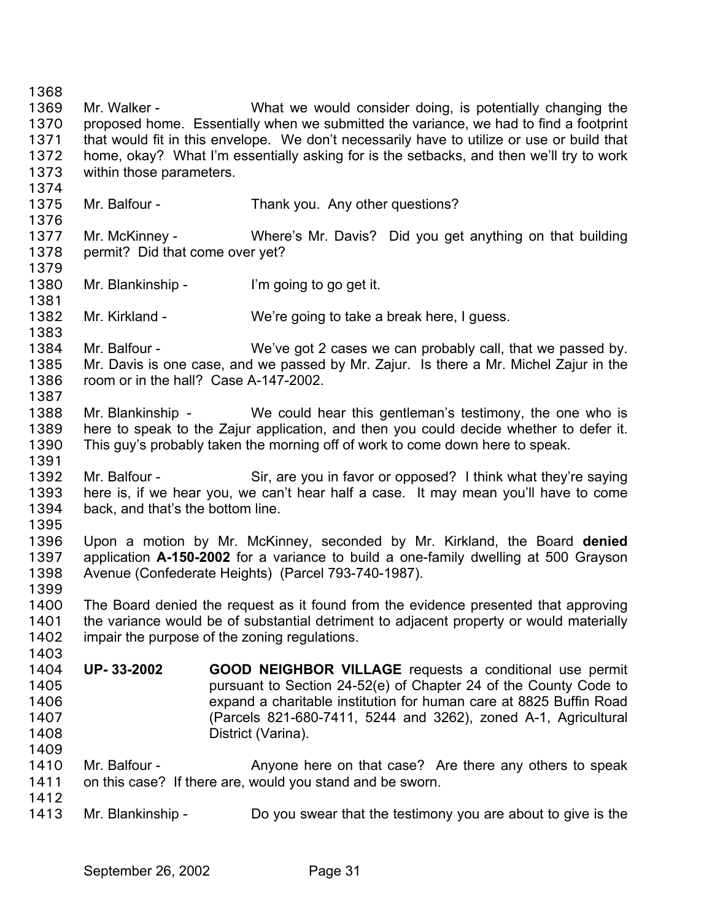Mr. Walker - What we would consider doing, is potentially changing the proposed home. Essentially when we submitted the variance, we had to find a footprint that would fit in this envelope. We don't necessarily have to utilize or use or build that home, okay? What I'm essentially asking for is the setbacks, and then we'll try to work within those parameters.

Mr. Balfour - Thank you. Any other questions?

Mr. McKinney - Where's Mr. Davis? Did you get anything on that building permit? Did that come over yet?

Mr. Blankinship - I'm going to go get it.

Mr. Kirkland - We're going to take a break here, I guess.

Mr. Balfour - We've got 2 cases we can probably call, that we passed by. Mr. Davis is one case, and we passed by Mr. Zajur. Is there a Mr. Michel Zajur in the room or in the hall? Case A-147-2002.

Mr. Blankinship - We could hear this gentleman's testimony, the one who is here to speak to the Zajur application, and then you could decide whether to defer it. This guy's probably taken the morning off of work to come down here to speak.

Mr. Balfour - Sir, are you in favor or opposed? I think what they're saying here is, if we hear you, we can't hear half a case. It may mean you'll have to come back, and that's the bottom line.

Upon a motion by Mr. McKinney, seconded by Mr. Kirkland, the Board **denied** application **A-150-2002** for a variance to build a one-family dwelling at 500 Grayson Avenue (Confederate Heights) (Parcel 793-740-1987).

The Board denied the request as it found from the evidence presented that approving the variance would be of substantial detriment to adjacent property or would materially impair the purpose of the zoning regulations.

**UP- 33-2002** **GOOD NEIGHBOR VILLAGE** requests a conditional use permit pursuant to Section 24-52(e) of Chapter 24 of the County Code to expand a charitable institution for human care at 8825 Buffin Road (Parcels 821-680-7411, 5244 and 3262), zoned A-1, Agricultural District (Varina).

Mr. Balfour - Anyone here on that case? Are there any others to speak on this case? If there are, would you stand and be sworn.

Mr. Blankinship - Do you swear that the testimony you are about to give is the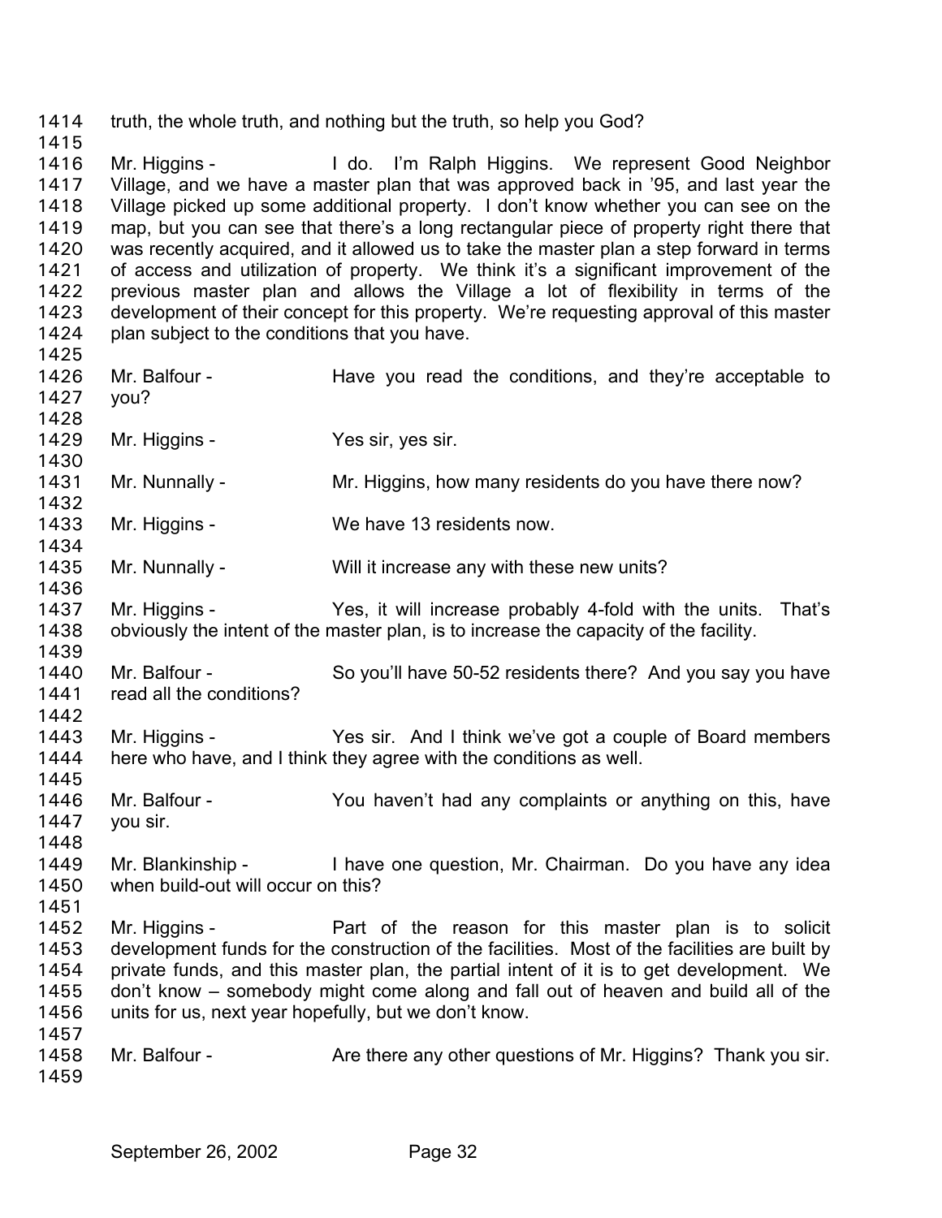truth, the whole truth, and nothing but the truth, so help you God?

Mr. Higgins - I do. I'm Ralph Higgins. We represent Good Neighbor Village, and we have a master plan that was approved back in '95, and last year the Village picked up some additional property. I don't know whether you can see on the map, but you can see that there's a long rectangular piece of property right there that was recently acquired, and it allowed us to take the master plan a step forward in terms of access and utilization of property. We think it's a significant improvement of the previous master plan and allows the Village a lot of flexibility in terms of the development of their concept for this property. We're requesting approval of this master plan subject to the conditions that you have.

Mr. Balfour - Have you read the conditions, and they're acceptable to you?

Mr. Higgins - Yes sir, yes sir.

Mr. Nunnally - Mr. Higgins, how many residents do you have there now?

Mr. Higgins - We have 13 residents now.

Mr. Nunnally - Will it increase any with these new units?

Mr. Higgins - Yes, it will increase probably 4-fold with the units. That's obviously the intent of the master plan, is to increase the capacity of the facility.

Mr. Balfour - So you'll have 50-52 residents there? And you say you have read all the conditions?

Mr. Higgins - Yes sir. And I think we've got a couple of Board members here who have, and I think they agree with the conditions as well.

Mr. Balfour - You haven't had any complaints or anything on this, have you sir.

Mr. Blankinship - I have one question, Mr. Chairman. Do you have any idea when build-out will occur on this?

Mr. Higgins - Part of the reason for this master plan is to solicit development funds for the construction of the facilities. Most of the facilities are built by private funds, and this master plan, the partial intent of it is to get development. We don't know – somebody might come along and fall out of heaven and build all of the units for us, next year hopefully, but we don't know.

Mr. Balfour - Are there any other questions of Mr. Higgins? Thank you sir.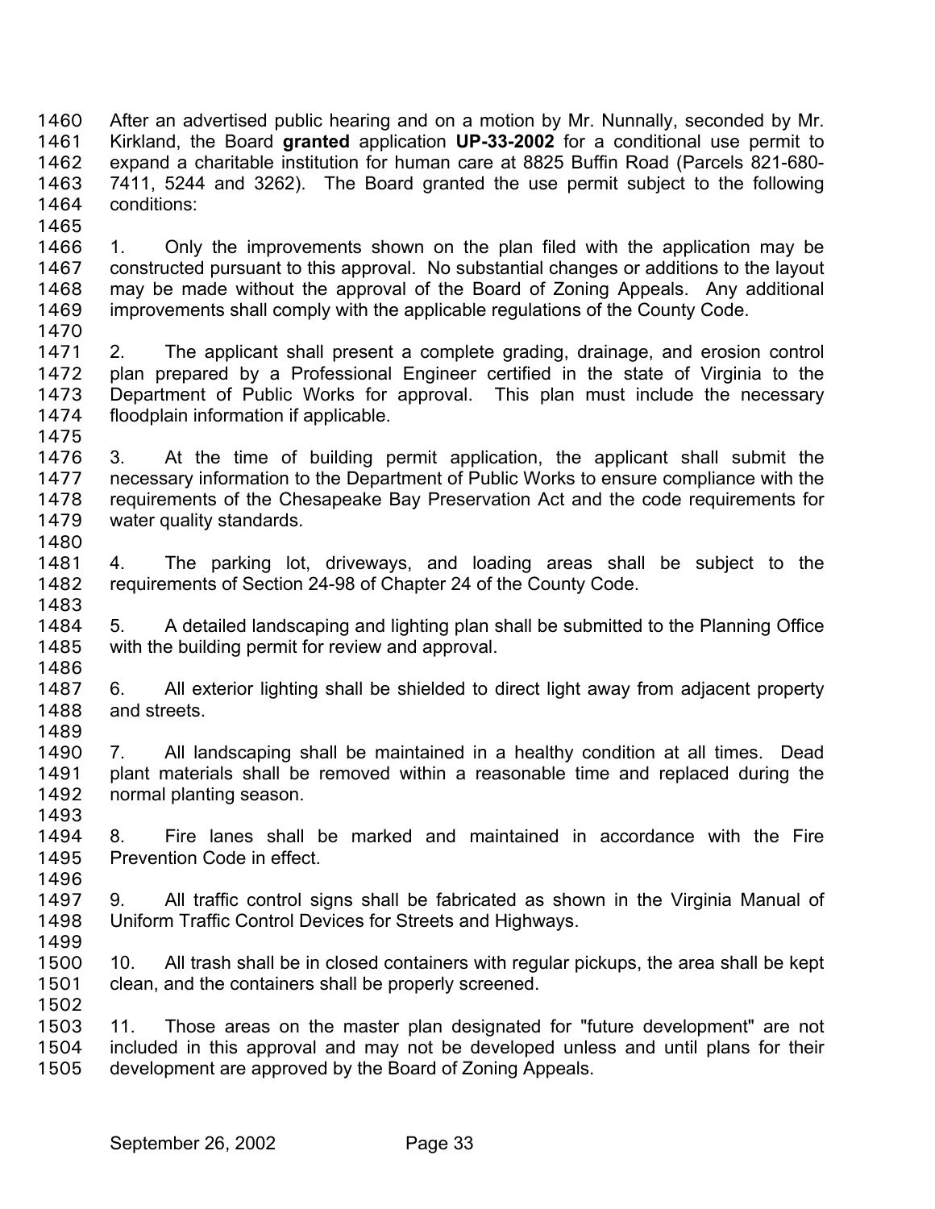After an advertised public hearing and on a motion by Mr. Nunnally, seconded by Mr. Kirkland, the Board **granted** application **UP-33-2002** for a conditional use permit to expand a charitable institution for human care at 8825 Buffin Road (Parcels 821-680-7411, 5244 and 3262). The Board granted the use permit subject to the following conditions:

1. Only the improvements shown on the plan filed with the application may be constructed pursuant to this approval. No substantial changes or additions to the layout may be made without the approval of the Board of Zoning Appeals. Any additional improvements shall comply with the applicable regulations of the County Code.

2. The applicant shall present a complete grading, drainage, and erosion control plan prepared by a Professional Engineer certified in the state of Virginia to the Department of Public Works for approval. This plan must include the necessary floodplain information if applicable.

3. At the time of building permit application, the applicant shall submit the necessary information to the Department of Public Works to ensure compliance with the requirements of the Chesapeake Bay Preservation Act and the code requirements for water quality standards.

4. The parking lot, driveways, and loading areas shall be subject to the requirements of Section 24-98 of Chapter 24 of the County Code.

5. A detailed landscaping and lighting plan shall be submitted to the Planning Office with the building permit for review and approval.

6. All exterior lighting shall be shielded to direct light away from adjacent property and streets.

7. All landscaping shall be maintained in a healthy condition at all times. Dead plant materials shall be removed within a reasonable time and replaced during the normal planting season.

8. Fire lanes shall be marked and maintained in accordance with the Fire Prevention Code in effect.

9. All traffic control signs shall be fabricated as shown in the Virginia Manual of Uniform Traffic Control Devices for Streets and Highways.

10. All trash shall be in closed containers with regular pickups, the area shall be kept clean, and the containers shall be properly screened.

11. Those areas on the master plan designated for "future development" are not included in this approval and may not be developed unless and until plans for their development are approved by the Board of Zoning Appeals.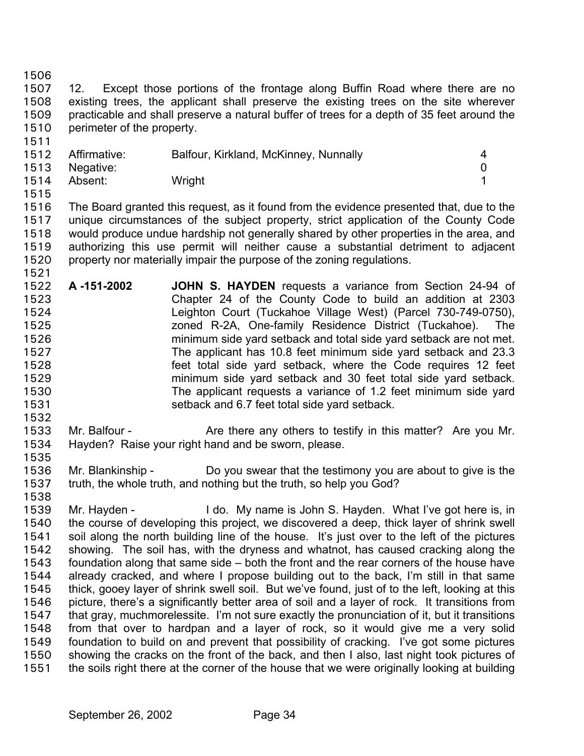12. Except those portions of the frontage along Buffin Road where there are no existing trees, the applicant shall preserve the existing trees on the site wherever practicable and shall preserve a natural buffer of trees for a depth of 35 feet around the perimeter of the property.

| | | |
|---|---|---|
| Affirmative: | Balfour, Kirkland, McKinney, Nunnally | 4 |
| Negative: | | 0 |
| Absent: | Wright | 1 |

The Board granted this request, as it found from the evidence presented that, due to the unique circumstances of the subject property, strict application of the County Code would produce undue hardship not generally shared by other properties in the area, and authorizing this use permit will neither cause a substantial detriment to adjacent property nor materially impair the purpose of the zoning regulations.

**A -151-2002** **JOHN S. HAYDEN** requests a variance from Section 24-94 of Chapter 24 of the County Code to build an addition at 2303 Leighton Court (Tuckahoe Village West) (Parcel 730-749-0750), zoned R-2A, One-family Residence District (Tuckahoe). The minimum side yard setback and total side yard setback are not met. The applicant has 10.8 feet minimum side yard setback and 23.3 feet total side yard setback, where the Code requires 12 feet minimum side yard setback and 30 feet total side yard setback. The applicant requests a variance of 1.2 feet minimum side yard setback and 6.7 feet total side yard setback.

Mr. Balfour - Are there any others to testify in this matter? Are you Mr. Hayden? Raise your right hand and be sworn, please.

Mr. Blankinship - Do you swear that the testimony you are about to give is the truth, the whole truth, and nothing but the truth, so help you God?

Mr. Hayden - I do. My name is John S. Hayden. What I've got here is, in the course of developing this project, we discovered a deep, thick layer of shrink swell soil along the north building line of the house. It's just over to the left of the pictures showing. The soil has, with the dryness and whatnot, has caused cracking along the foundation along that same side – both the front and the rear corners of the house have already cracked, and where I propose building out to the back, I'm still in that same thick, gooey layer of shrink swell soil. But we've found, just of to the left, looking at this picture, there's a significantly better area of soil and a layer of rock. It transitions from that gray, muchmorelessite. I'm not sure exactly the pronunciation of it, but it transitions from that over to hardpan and a layer of rock, so it would give me a very solid foundation to build on and prevent that possibility of cracking. I've got some pictures showing the cracks on the front of the back, and then I also, last night took pictures of the soils right there at the corner of the house that we were originally looking at building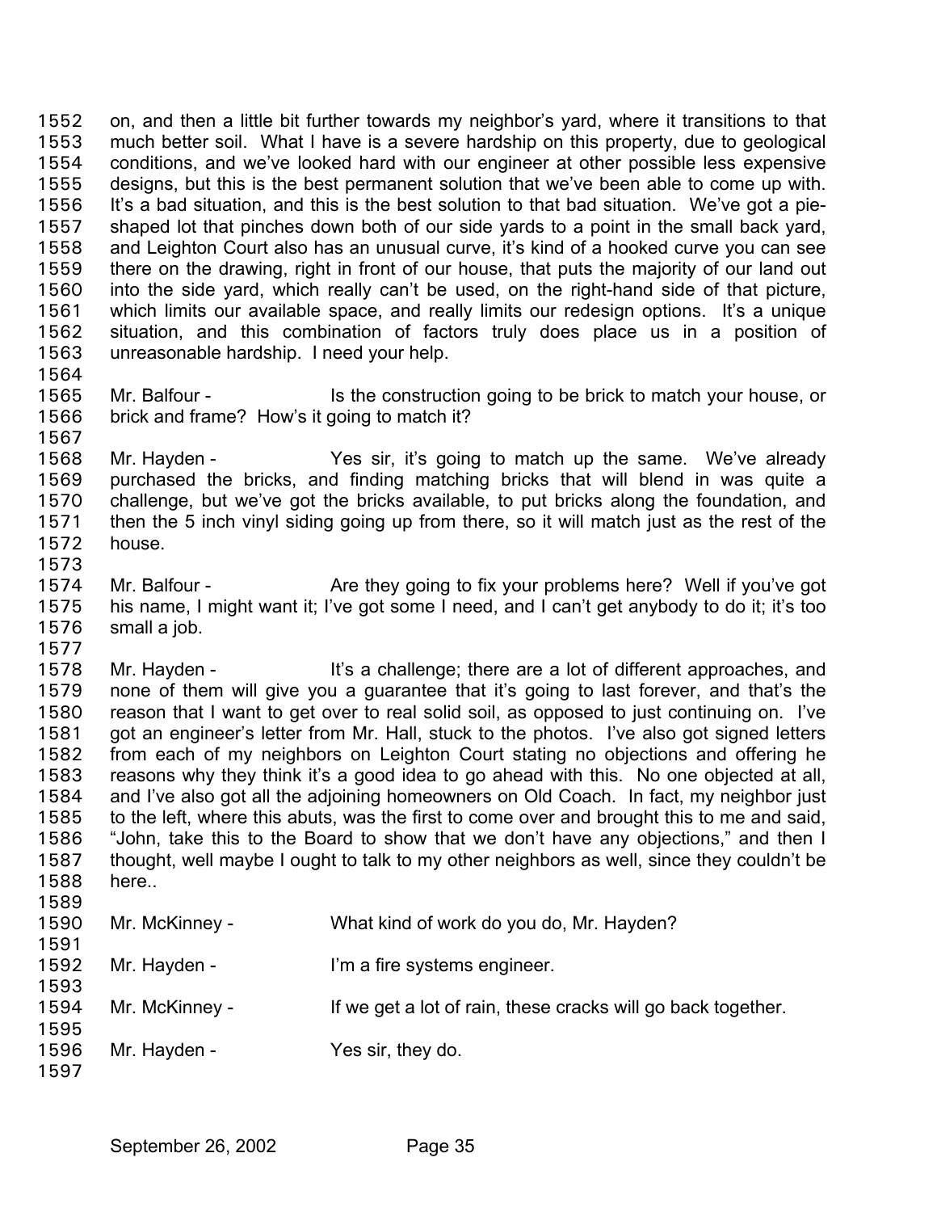on, and then a little bit further towards my neighbor's yard, where it transitions to that much better soil. What I have is a severe hardship on this property, due to geological conditions, and we've looked hard with our engineer at other possible less expensive designs, but this is the best permanent solution that we've been able to come up with. It's a bad situation, and this is the best solution to that bad situation. We've got a pie-shaped lot that pinches down both of our side yards to a point in the small back yard, and Leighton Court also has an unusual curve, it's kind of a hooked curve you can see there on the drawing, right in front of our house, that puts the majority of our land out into the side yard, which really can't be used, on the right-hand side of that picture, which limits our available space, and really limits our redesign options. It's a unique situation, and this combination of factors truly does place us in a position of unreasonable hardship. I need your help.

Mr. Balfour - Is the construction going to be brick to match your house, or brick and frame? How's it going to match it?

Mr. Hayden - Yes sir, it's going to match up the same. We've already purchased the bricks, and finding matching bricks that will blend in was quite a challenge, but we've got the bricks available, to put bricks along the foundation, and then the 5 inch vinyl siding going up from there, so it will match just as the rest of the house.

Mr. Balfour - Are they going to fix your problems here? Well if you've got his name, I might want it; I've got some I need, and I can't get anybody to do it; it's too small a job.

Mr. Hayden - It's a challenge; there are a lot of different approaches, and none of them will give you a guarantee that it's going to last forever, and that's the reason that I want to get over to real solid soil, as opposed to just continuing on. I've got an engineer's letter from Mr. Hall, stuck to the photos. I've also got signed letters from each of my neighbors on Leighton Court stating no objections and offering he reasons why they think it's a good idea to go ahead with this. No one objected at all, and I've also got all the adjoining homeowners on Old Coach. In fact, my neighbor just to the left, where this abuts, was the first to come over and brought this to me and said, "John, take this to the Board to show that we don't have any objections," and then I thought, well maybe I ought to talk to my other neighbors as well, since they couldn't be here..

Mr. McKinney - What kind of work do you do, Mr. Hayden?

Mr. Hayden - I'm a fire systems engineer.

Mr. McKinney - If we get a lot of rain, these cracks will go back together.

Mr. Hayden - Yes sir, they do.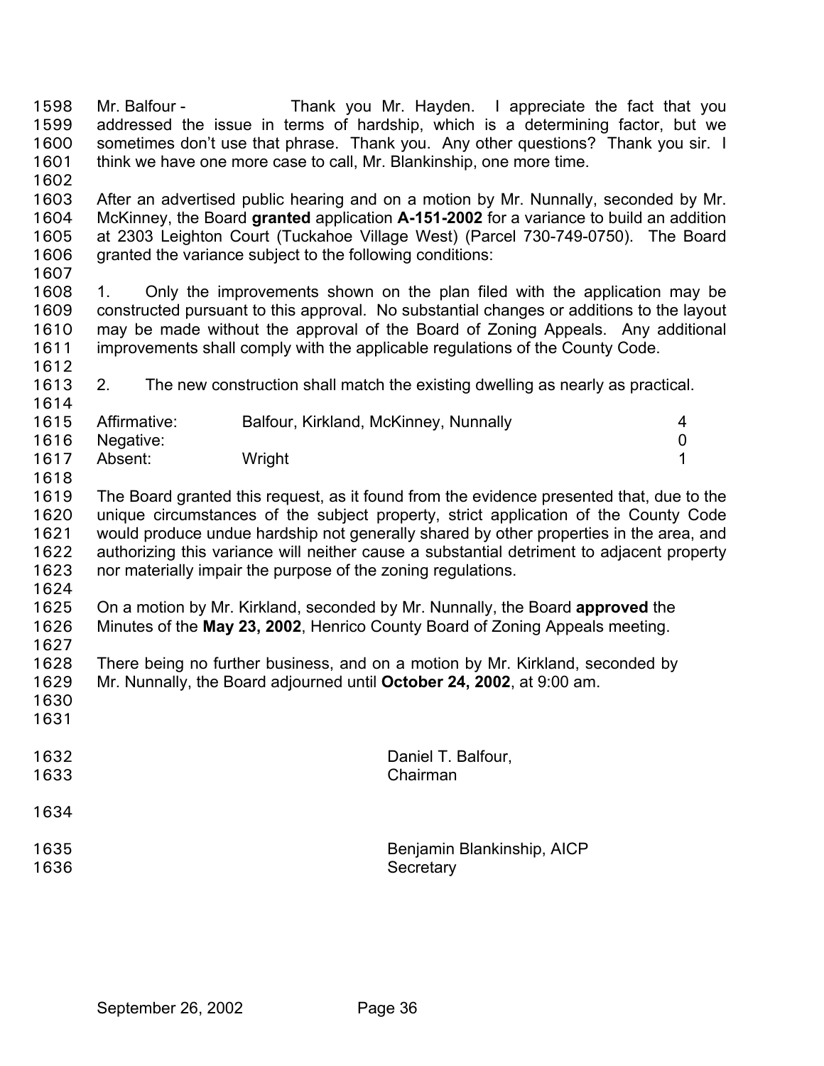Mr. Balfour - Thank you Mr. Hayden. I appreciate the fact that you addressed the issue in terms of hardship, which is a determining factor, but we sometimes don't use that phrase. Thank you. Any other questions? Thank you sir. I think we have one more case to call, Mr. Blankinship, one more time.

After an advertised public hearing and on a motion by Mr. Nunnally, seconded by Mr. McKinney, the Board **granted** application **A-151-2002** for a variance to build an addition at 2303 Leighton Court (Tuckahoe Village West) (Parcel 730-749-0750). The Board granted the variance subject to the following conditions:

1. Only the improvements shown on the plan filed with the application may be constructed pursuant to this approval. No substantial changes or additions to the layout may be made without the approval of the Board of Zoning Appeals. Any additional improvements shall comply with the applicable regulations of the County Code.

2. The new construction shall match the existing dwelling as nearly as practical.

| | | |
|---|---|---|
| Affirmative: | Balfour, Kirkland, McKinney, Nunnally | 4 |
| Negative: | | 0 |
| Absent: | Wright | 1 |

The Board granted this request, as it found from the evidence presented that, due to the unique circumstances of the subject property, strict application of the County Code would produce undue hardship not generally shared by other properties in the area, and authorizing this variance will neither cause a substantial detriment to adjacent property nor materially impair the purpose of the zoning regulations.

On a motion by Mr. Kirkland, seconded by Mr. Nunnally, the Board **approved** the Minutes of the **May 23, 2002**, Henrico County Board of Zoning Appeals meeting.

There being no further business, and on a motion by Mr. Kirkland, seconded by Mr. Nunnally, the Board adjourned until **October 24, 2002**, at 9:00 am.

Daniel T. Balfour,
Chairman

Benjamin Blankinship, AICP
Secretary